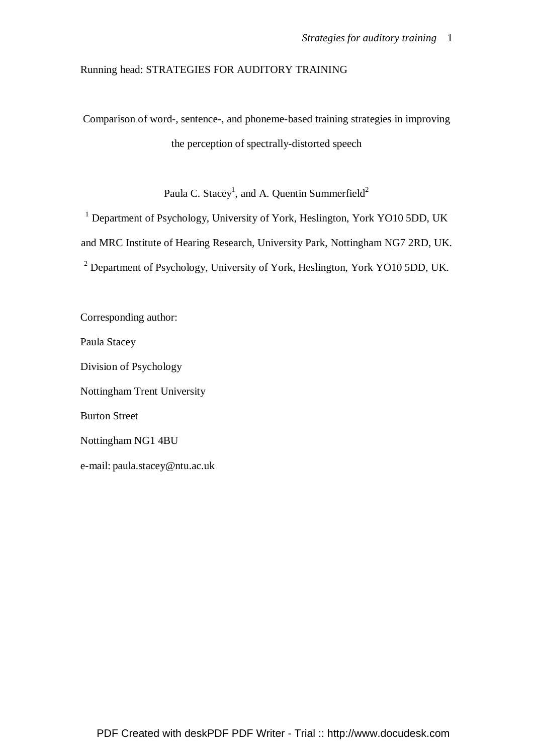Running head: STRATEGIES FOR AUDITORY TRAINING

# Comparison of word-, sentence-, and phoneme-based training strategies in improving the perception of spectrally-distorted speech

Paula C. Stacey[1], and A. Quentin Summerfield[2]

[1] Department of Psychology, University of York, Heslington, York YO10 5DD, UK and MRC Institute of Hearing Research, University Park, Nottingham NG7 2RD, UK.

[2] Department of Psychology, University of York, Heslington, York YO10 5DD, UK.

Corresponding author:

Paula Stacey

Division of Psychology

Nottingham Trent University

Burton Street

Nottingham NG1 4BU

e-mail: paula.stacey@ntu.ac.uk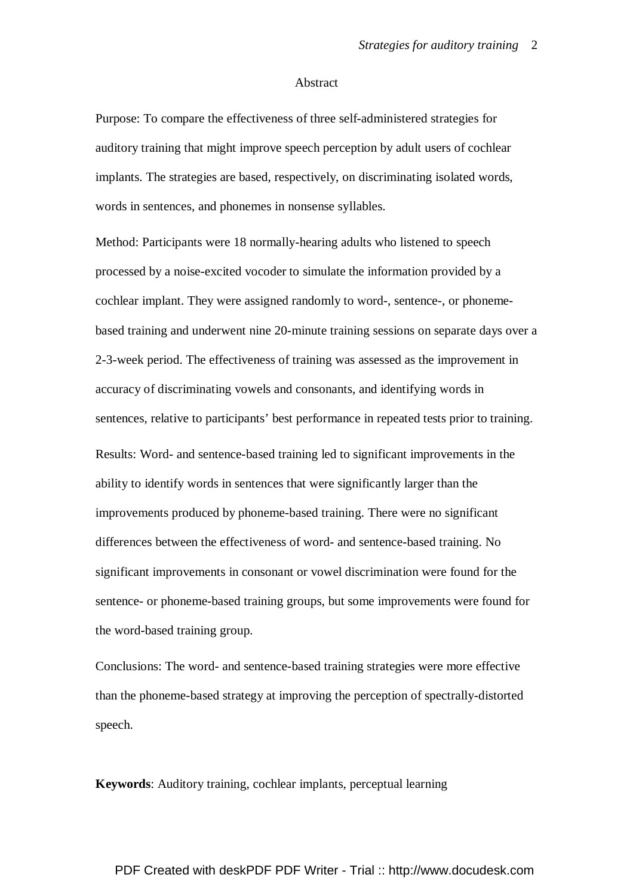## Abstract

Purpose: To compare the effectiveness of three self-administered strategies for auditory training that might improve speech perception by adult users of cochlear implants. The strategies are based, respectively, on discriminating isolated words, words in sentences, and phonemes in nonsense syllables.

Method: Participants were 18 normally-hearing adults who listened to speech processed by a noise-excited vocoder to simulate the information provided by a cochlear implant. They were assigned randomly to word-, sentence-, or phoneme-based training and underwent nine 20-minute training sessions on separate days over a 2-3-week period. The effectiveness of training was assessed as the improvement in accuracy of discriminating vowels and consonants, and identifying words in sentences, relative to participants' best performance in repeated tests prior to training.

Results: Word- and sentence-based training led to significant improvements in the ability to identify words in sentences that were significantly larger than the improvements produced by phoneme-based training. There were no significant differences between the effectiveness of word- and sentence-based training. No significant improvements in consonant or vowel discrimination were found for the sentence- or phoneme-based training groups, but some improvements were found for the word-based training group.

Conclusions: The word- and sentence-based training strategies were more effective than the phoneme-based strategy at improving the perception of spectrally-distorted speech.

**Keywords**: Auditory training, cochlear implants, perceptual learning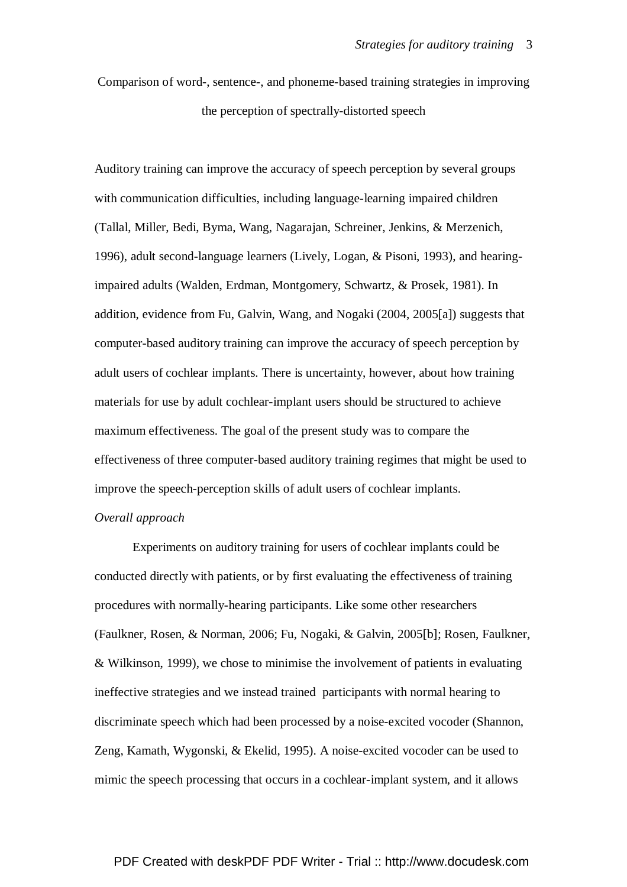# Comparison of word-, sentence-, and phoneme-based training strategies in improving the perception of spectrally-distorted speech

Auditory training can improve the accuracy of speech perception by several groups with communication difficulties, including language-learning impaired children (Tallal, Miller, Bedi, Byma, Wang, Nagarajan, Schreiner, Jenkins, & Merzenich, 1996), adult second-language learners (Lively, Logan, & Pisoni, 1993), and hearing-impaired adults (Walden, Erdman, Montgomery, Schwartz, & Prosek, 1981). In addition, evidence from Fu, Galvin, Wang, and Nogaki (2004, 2005[a]) suggests that computer-based auditory training can improve the accuracy of speech perception by adult users of cochlear implants. There is uncertainty, however, about how training materials for use by adult cochlear-implant users should be structured to achieve maximum effectiveness. The goal of the present study was to compare the effectiveness of three computer-based auditory training regimes that might be used to improve the speech-perception skills of adult users of cochlear implants.

*Overall approach*

Experiments on auditory training for users of cochlear implants could be conducted directly with patients, or by first evaluating the effectiveness of training procedures with normally-hearing participants. Like some other researchers (Faulkner, Rosen, & Norman, 2006; Fu, Nogaki, & Galvin, 2005[b]; Rosen, Faulkner, & Wilkinson, 1999), we chose to minimise the involvement of patients in evaluating ineffective strategies and we instead trained participants with normal hearing to discriminate speech which had been processed by a noise-excited vocoder (Shannon, Zeng, Kamath, Wygonski, & Ekelid, 1995). A noise-excited vocoder can be used to mimic the speech processing that occurs in a cochlear-implant system, and it allows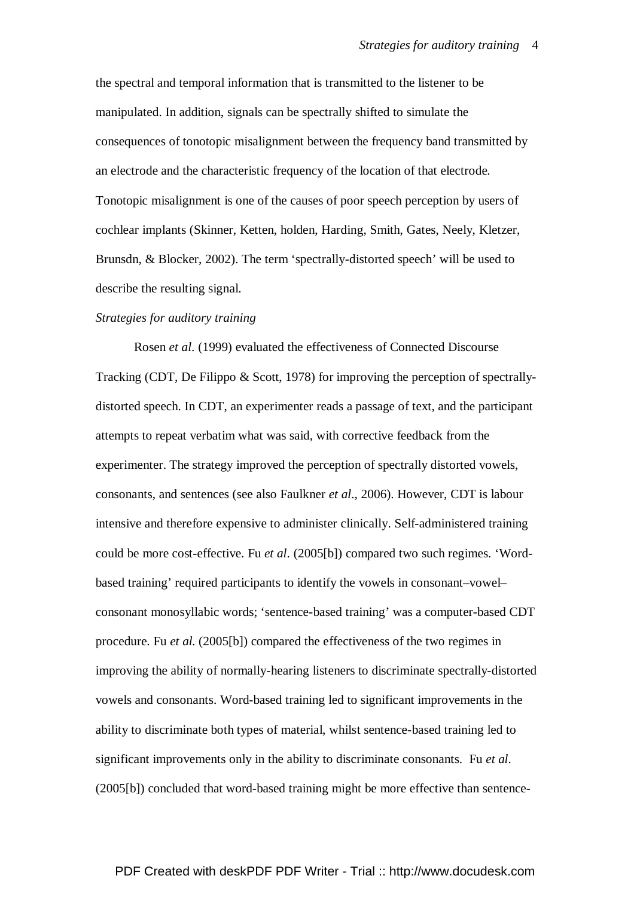the spectral and temporal information that is transmitted to the listener to be manipulated. In addition, signals can be spectrally shifted to simulate the consequences of tonotopic misalignment between the frequency band transmitted by an electrode and the characteristic frequency of the location of that electrode. Tonotopic misalignment is one of the causes of poor speech perception by users of cochlear implants (Skinner, Ketten, holden, Harding, Smith, Gates, Neely, Kletzer, Brunsdn, & Blocker, 2002). The term 'spectrally-distorted speech' will be used to describe the resulting signal.

*Strategies for auditory training*

Rosen *et al*. (1999) evaluated the effectiveness of Connected Discourse Tracking (CDT, De Filippo & Scott, 1978) for improving the perception of spectrally-distorted speech. In CDT, an experimenter reads a passage of text, and the participant attempts to repeat verbatim what was said, with corrective feedback from the experimenter. The strategy improved the perception of spectrally distorted vowels, consonants, and sentences (see also Faulkner *et al*., 2006). However, CDT is labour intensive and therefore expensive to administer clinically. Self-administered training could be more cost-effective. Fu *et al*. (2005[b]) compared two such regimes. 'Word-based training' required participants to identify the vowels in consonant–vowel–consonant monosyllabic words; 'sentence-based training' was a computer-based CDT procedure. Fu *et al.* (2005[b]) compared the effectiveness of the two regimes in improving the ability of normally-hearing listeners to discriminate spectrally-distorted vowels and consonants. Word-based training led to significant improvements in the ability to discriminate both types of material, whilst sentence-based training led to significant improvements only in the ability to discriminate consonants. Fu *et al*. (2005[b]) concluded that word-based training might be more effective than sentence-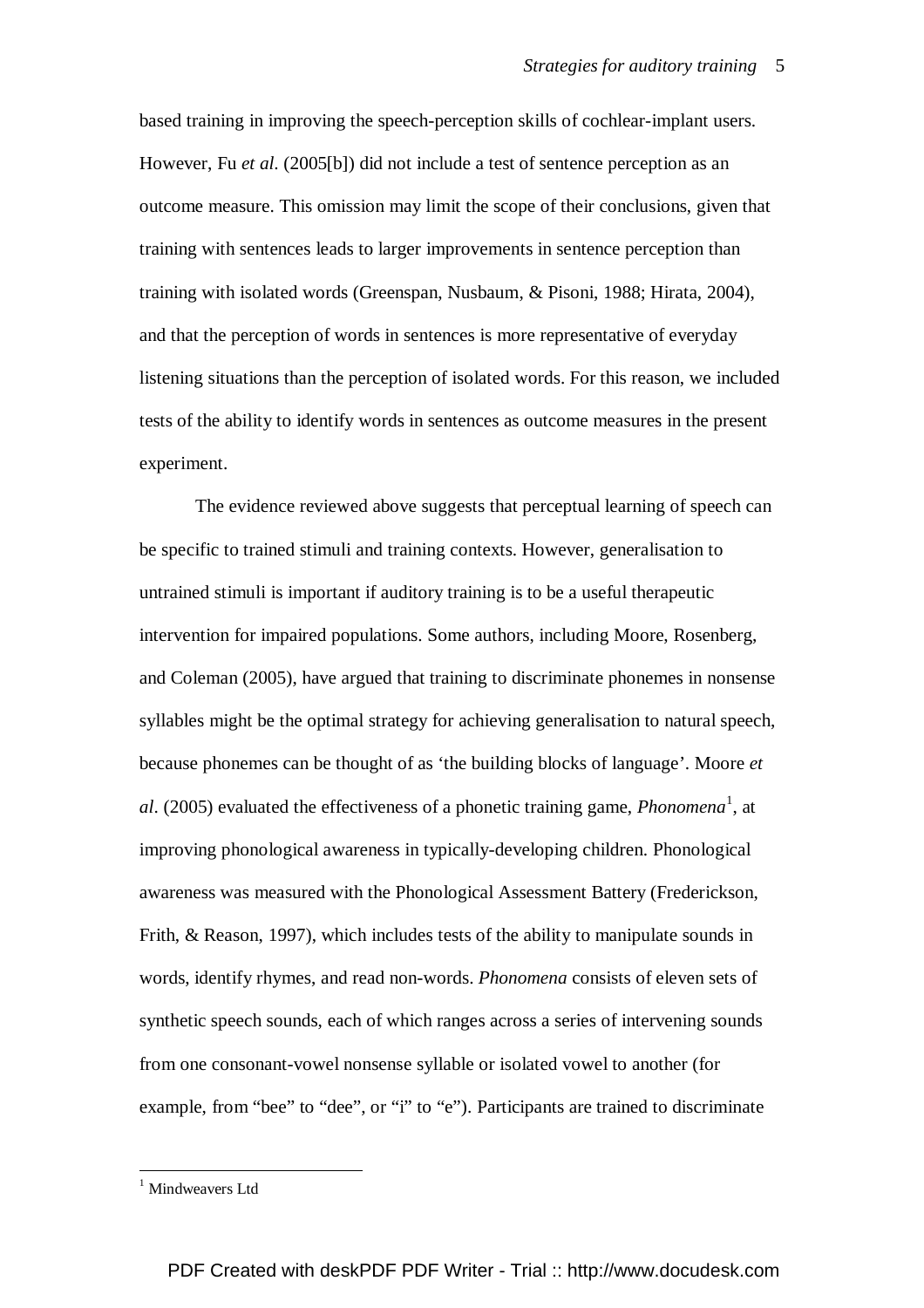based training in improving the speech-perception skills of cochlear-implant users. However, Fu *et al*. (2005[b]) did not include a test of sentence perception as an outcome measure. This omission may limit the scope of their conclusions, given that training with sentences leads to larger improvements in sentence perception than training with isolated words (Greenspan, Nusbaum, & Pisoni, 1988; Hirata, 2004), and that the perception of words in sentences is more representative of everyday listening situations than the perception of isolated words. For this reason, we included tests of the ability to identify words in sentences as outcome measures in the present experiment.

The evidence reviewed above suggests that perceptual learning of speech can be specific to trained stimuli and training contexts. However, generalisation to untrained stimuli is important if auditory training is to be a useful therapeutic intervention for impaired populations. Some authors, including Moore, Rosenberg, and Coleman (2005), have argued that training to discriminate phonemes in nonsense syllables might be the optimal strategy for achieving generalisation to natural speech, because phonemes can be thought of as 'the building blocks of language'. Moore *et al*. (2005) evaluated the effectiveness of a phonetic training game, *Phonomena*[1], at improving phonological awareness in typically-developing children. Phonological awareness was measured with the Phonological Assessment Battery (Frederickson, Frith, & Reason, 1997), which includes tests of the ability to manipulate sounds in words, identify rhymes, and read non-words. *Phonomena* consists of eleven sets of synthetic speech sounds, each of which ranges across a series of intervening sounds from one consonant-vowel nonsense syllable or isolated vowel to another (for example, from "bee" to "dee", or "i" to "e"). Participants are trained to discriminate

[1] Mindweavers Ltd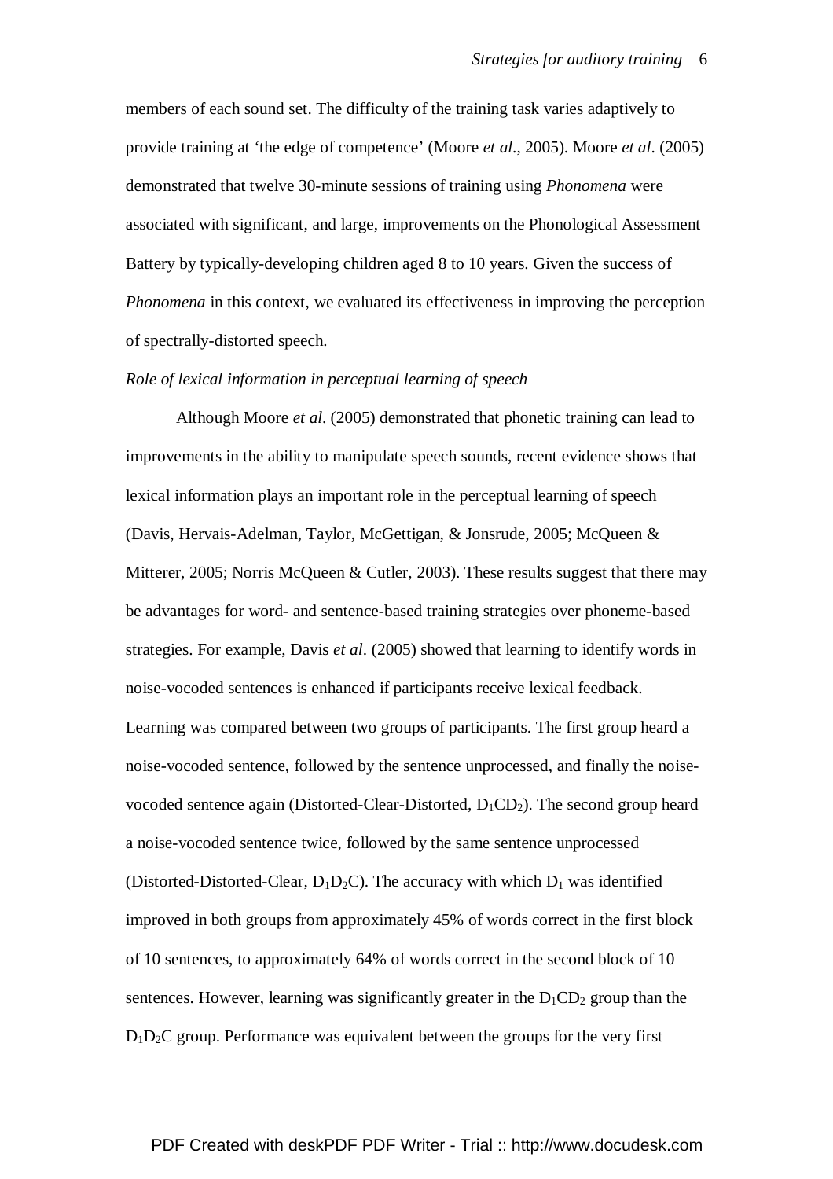members of each sound set. The difficulty of the training task varies adaptively to provide training at 'the edge of competence' (Moore *et al*., 2005). Moore *et al*. (2005) demonstrated that twelve 30-minute sessions of training using *Phonomena* were associated with significant, and large, improvements on the Phonological Assessment Battery by typically-developing children aged 8 to 10 years. Given the success of *Phonomena* in this context, we evaluated its effectiveness in improving the perception of spectrally-distorted speech.

*Role of lexical information in perceptual learning of speech*

Although Moore *et al*. (2005) demonstrated that phonetic training can lead to improvements in the ability to manipulate speech sounds, recent evidence shows that lexical information plays an important role in the perceptual learning of speech (Davis, Hervais-Adelman, Taylor, McGettigan, & Jonsrude, 2005; McQueen & Mitterer, 2005; Norris McQueen & Cutler, 2003). These results suggest that there may be advantages for word- and sentence-based training strategies over phoneme-based strategies. For example, Davis *et al*. (2005) showed that learning to identify words in noise-vocoded sentences is enhanced if participants receive lexical feedback. Learning was compared between two groups of participants. The first group heard a noise-vocoded sentence, followed by the sentence unprocessed, and finally the noise-vocoded sentence again (Distorted-Clear-Distorted, $D_1CD_2$). The second group heard a noise-vocoded sentence twice, followed by the same sentence unprocessed (Distorted-Distorted-Clear, $D_1D_2C$). The accuracy with which $D_1$ was identified improved in both groups from approximately 45% of words correct in the first block of 10 sentences, to approximately 64% of words correct in the second block of 10 sentences. However, learning was significantly greater in the $D_1CD_2$ group than the $D_1D_2C$ group. Performance was equivalent between the groups for the very first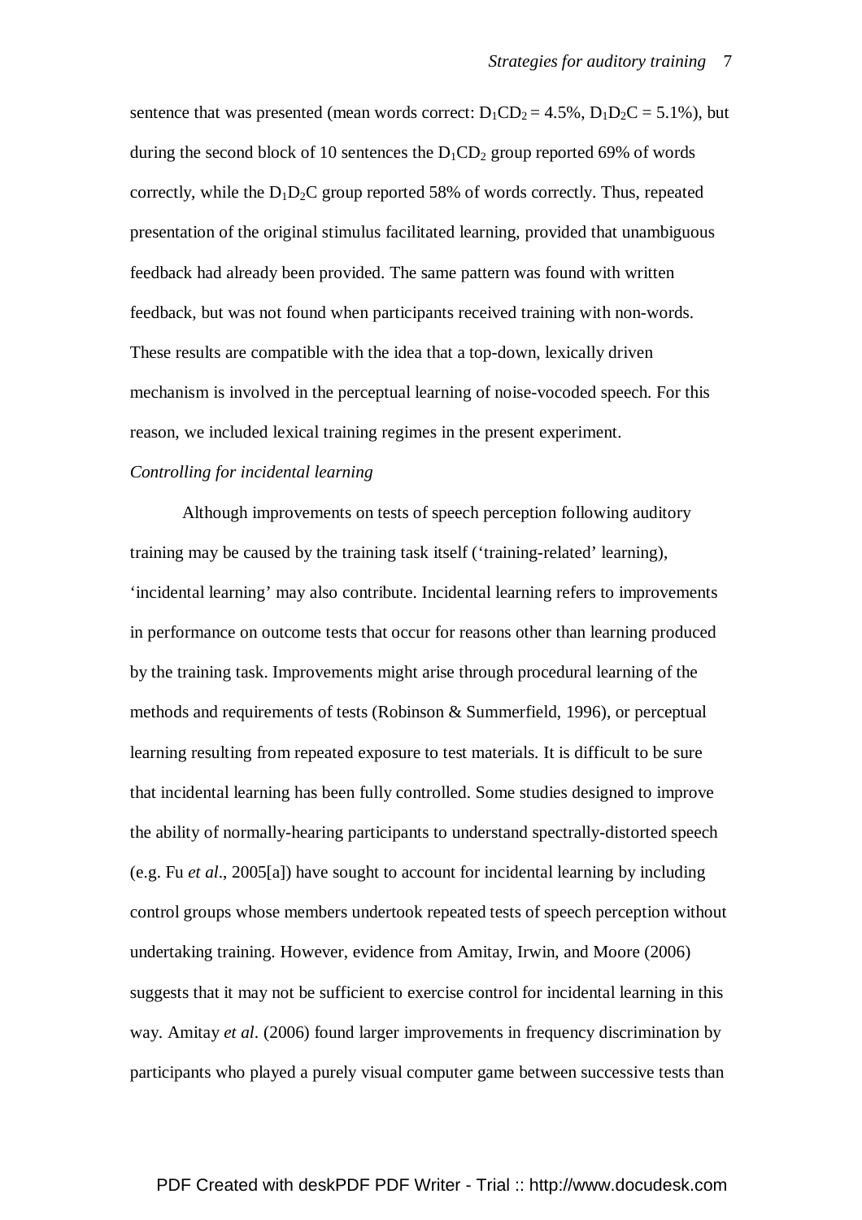sentence that was presented (mean words correct: $D_1CD_2$ = 4.5%, $D_1D_2C$ = 5.1%), but during the second block of 10 sentences the $D_1CD_2$ group reported 69% of words correctly, while the $D_1D_2C$ group reported 58% of words correctly. Thus, repeated presentation of the original stimulus facilitated learning, provided that unambiguous feedback had already been provided. The same pattern was found with written feedback, but was not found when participants received training with non-words. These results are compatible with the idea that a top-down, lexically driven mechanism is involved in the perceptual learning of noise-vocoded speech. For this reason, we included lexical training regimes in the present experiment.

*Controlling for incidental learning*

Although improvements on tests of speech perception following auditory training may be caused by the training task itself ('training-related' learning), 'incidental learning' may also contribute. Incidental learning refers to improvements in performance on outcome tests that occur for reasons other than learning produced by the training task. Improvements might arise through procedural learning of the methods and requirements of tests (Robinson & Summerfield, 1996), or perceptual learning resulting from repeated exposure to test materials. It is difficult to be sure that incidental learning has been fully controlled. Some studies designed to improve the ability of normally-hearing participants to understand spectrally-distorted speech (e.g. Fu *et al*., 2005[a]) have sought to account for incidental learning by including control groups whose members undertook repeated tests of speech perception without undertaking training. However, evidence from Amitay, Irwin, and Moore (2006) suggests that it may not be sufficient to exercise control for incidental learning in this way. Amitay *et al*. (2006) found larger improvements in frequency discrimination by participants who played a purely visual computer game between successive tests than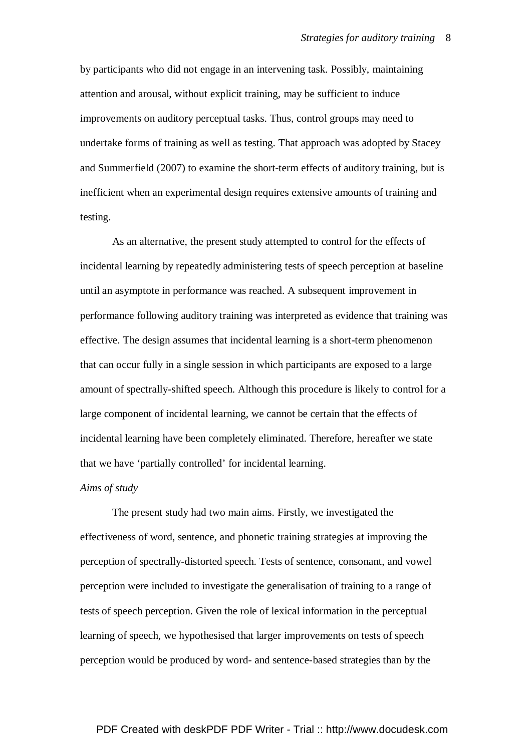by participants who did not engage in an intervening task. Possibly, maintaining attention and arousal, without explicit training, may be sufficient to induce improvements on auditory perceptual tasks. Thus, control groups may need to undertake forms of training as well as testing. That approach was adopted by Stacey and Summerfield (2007) to examine the short-term effects of auditory training, but is inefficient when an experimental design requires extensive amounts of training and testing.

As an alternative, the present study attempted to control for the effects of incidental learning by repeatedly administering tests of speech perception at baseline until an asymptote in performance was reached. A subsequent improvement in performance following auditory training was interpreted as evidence that training was effective. The design assumes that incidental learning is a short-term phenomenon that can occur fully in a single session in which participants are exposed to a large amount of spectrally-shifted speech. Although this procedure is likely to control for a large component of incidental learning, we cannot be certain that the effects of incidental learning have been completely eliminated. Therefore, hereafter we state that we have 'partially controlled' for incidental learning.

*Aims of study*

The present study had two main aims. Firstly, we investigated the effectiveness of word, sentence, and phonetic training strategies at improving the perception of spectrally-distorted speech. Tests of sentence, consonant, and vowel perception were included to investigate the generalisation of training to a range of tests of speech perception. Given the role of lexical information in the perceptual learning of speech, we hypothesised that larger improvements on tests of speech perception would be produced by word- and sentence-based strategies than by the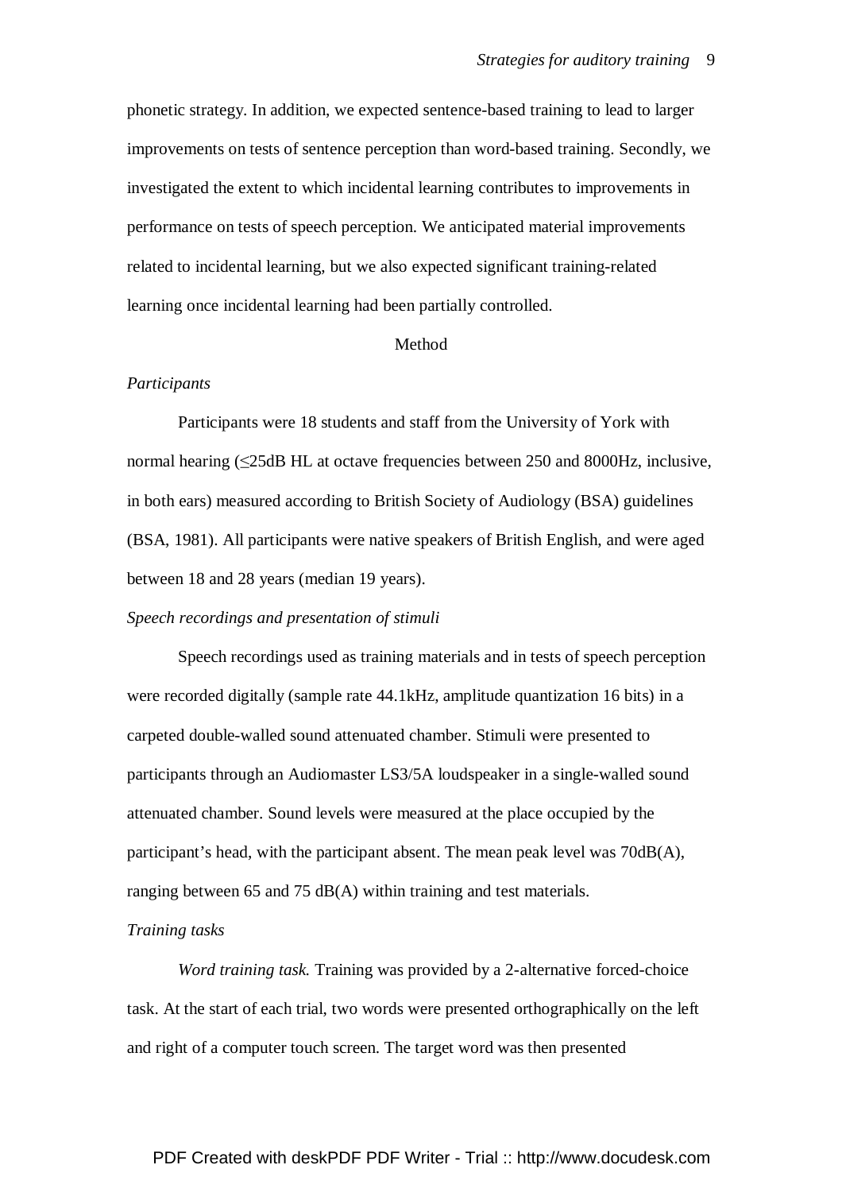phonetic strategy. In addition, we expected sentence-based training to lead to larger improvements on tests of sentence perception than word-based training. Secondly, we investigated the extent to which incidental learning contributes to improvements in performance on tests of speech perception. We anticipated material improvements related to incidental learning, but we also expected significant training-related learning once incidental learning had been partially controlled.

## Method

### *Participants*

Participants were 18 students and staff from the University of York with normal hearing (≤25dB HL at octave frequencies between 250 and 8000Hz, inclusive, in both ears) measured according to British Society of Audiology (BSA) guidelines (BSA, 1981). All participants were native speakers of British English, and were aged between 18 and 28 years (median 19 years).

### *Speech recordings and presentation of stimuli*

Speech recordings used as training materials and in tests of speech perception were recorded digitally (sample rate 44.1kHz, amplitude quantization 16 bits) in a carpeted double-walled sound attenuated chamber. Stimuli were presented to participants through an Audiomaster LS3/5A loudspeaker in a single-walled sound attenuated chamber. Sound levels were measured at the place occupied by the participant's head, with the participant absent. The mean peak level was 70dB(A), ranging between 65 and 75 dB(A) within training and test materials.

### *Training tasks*

*Word training task.* Training was provided by a 2-alternative forced-choice task. At the start of each trial, two words were presented orthographically on the left and right of a computer touch screen. The target word was then presented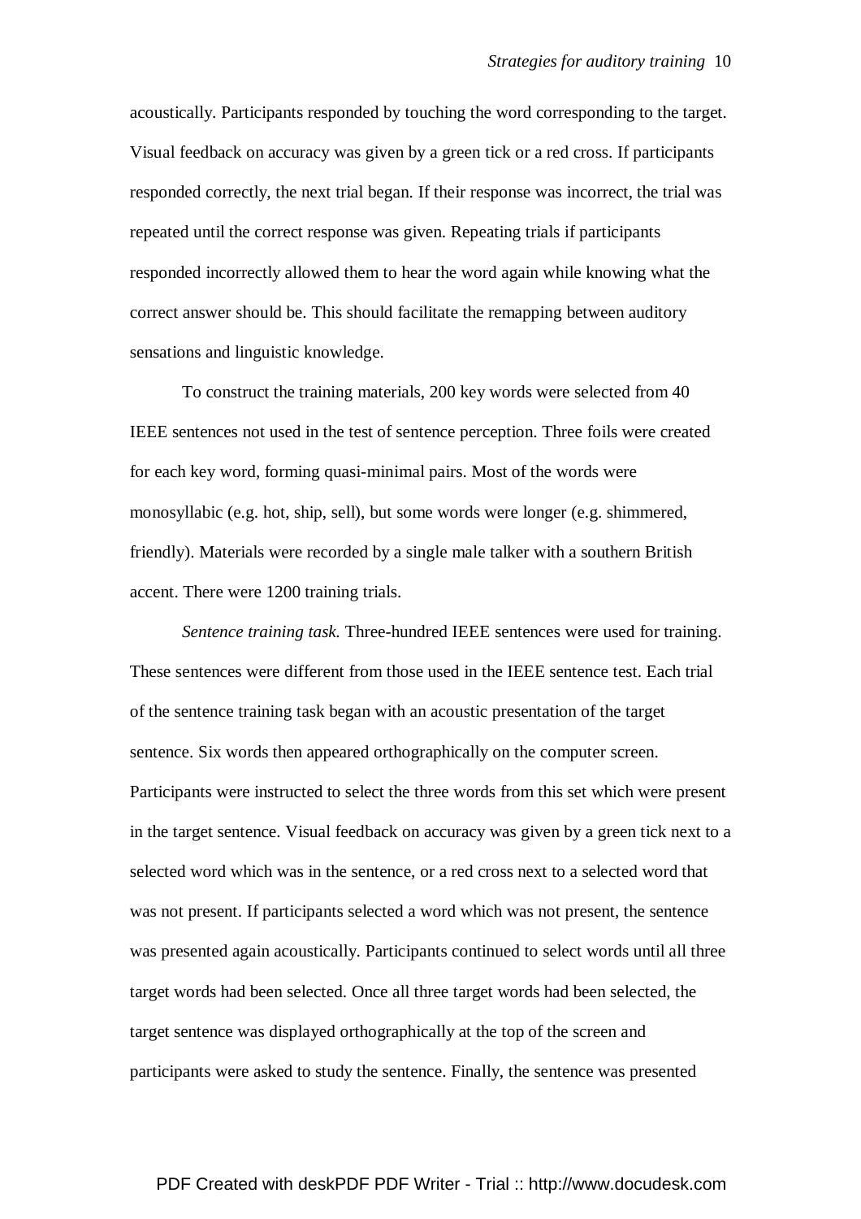acoustically. Participants responded by touching the word corresponding to the target. Visual feedback on accuracy was given by a green tick or a red cross. If participants responded correctly, the next trial began. If their response was incorrect, the trial was repeated until the correct response was given. Repeating trials if participants responded incorrectly allowed them to hear the word again while knowing what the correct answer should be. This should facilitate the remapping between auditory sensations and linguistic knowledge.

To construct the training materials, 200 key words were selected from 40 IEEE sentences not used in the test of sentence perception. Three foils were created for each key word, forming quasi-minimal pairs. Most of the words were monosyllabic (e.g. hot, ship, sell), but some words were longer (e.g. shimmered, friendly). Materials were recorded by a single male talker with a southern British accent. There were 1200 training trials.

*Sentence training task.* Three-hundred IEEE sentences were used for training. These sentences were different from those used in the IEEE sentence test. Each trial of the sentence training task began with an acoustic presentation of the target sentence. Six words then appeared orthographically on the computer screen. Participants were instructed to select the three words from this set which were present in the target sentence. Visual feedback on accuracy was given by a green tick next to a selected word which was in the sentence, or a red cross next to a selected word that was not present. If participants selected a word which was not present, the sentence was presented again acoustically. Participants continued to select words until all three target words had been selected. Once all three target words had been selected, the target sentence was displayed orthographically at the top of the screen and participants were asked to study the sentence. Finally, the sentence was presented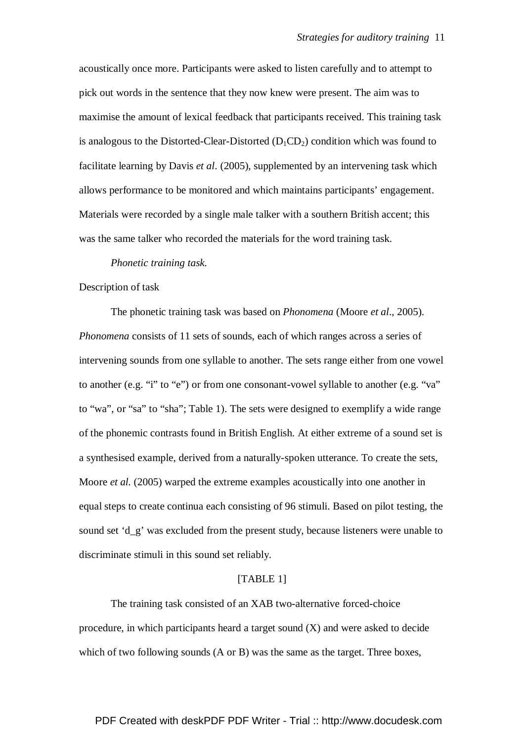acoustically once more. Participants were asked to listen carefully and to attempt to pick out words in the sentence that they now knew were present. The aim was to maximise the amount of lexical feedback that participants received. This training task is analogous to the Distorted-Clear-Distorted ($D_1CD_2$) condition which was found to facilitate learning by Davis *et al*. (2005), supplemented by an intervening task which allows performance to be monitored and which maintains participants' engagement. Materials were recorded by a single male talker with a southern British accent; this was the same talker who recorded the materials for the word training task.

*Phonetic training task.*

Description of task

The phonetic training task was based on *Phonomena* (Moore *et al*., 2005). *Phonomena* consists of 11 sets of sounds, each of which ranges across a series of intervening sounds from one syllable to another. The sets range either from one vowel to another (e.g. "i" to "e") or from one consonant-vowel syllable to another (e.g. "va" to "wa", or "sa" to "sha"; Table 1). The sets were designed to exemplify a wide range of the phonemic contrasts found in British English. At either extreme of a sound set is a synthesised example, derived from a naturally-spoken utterance. To create the sets, Moore *et al*. (2005) warped the extreme examples acoustically into one another in equal steps to create continua each consisting of 96 stimuli. Based on pilot testing, the sound set 'd_g' was excluded from the present study, because listeners were unable to discriminate stimuli in this sound set reliably.

[TABLE 1]

The training task consisted of an XAB two-alternative forced-choice procedure, in which participants heard a target sound (X) and were asked to decide which of two following sounds (A or B) was the same as the target. Three boxes,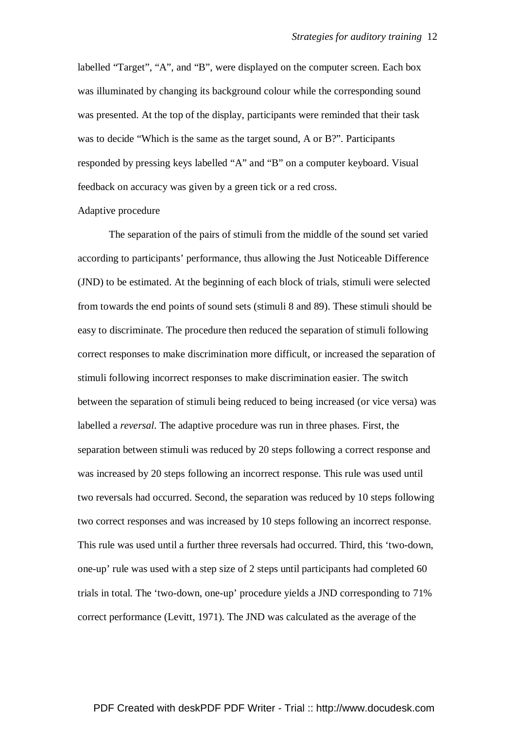labelled “Target”, “A”, and “B”, were displayed on the computer screen. Each box was illuminated by changing its background colour while the corresponding sound was presented. At the top of the display, participants were reminded that their task was to decide “Which is the same as the target sound, A or B?”. Participants responded by pressing keys labelled “A” and “B” on a computer keyboard. Visual feedback on accuracy was given by a green tick or a red cross.

Adaptive procedure

The separation of the pairs of stimuli from the middle of the sound set varied according to participants’ performance, thus allowing the Just Noticeable Difference (JND) to be estimated. At the beginning of each block of trials, stimuli were selected from towards the end points of sound sets (stimuli 8 and 89). These stimuli should be easy to discriminate. The procedure then reduced the separation of stimuli following correct responses to make discrimination more difficult, or increased the separation of stimuli following incorrect responses to make discrimination easier. The switch between the separation of stimuli being reduced to being increased (or vice versa) was labelled a *reversal*. The adaptive procedure was run in three phases. First, the separation between stimuli was reduced by 20 steps following a correct response and was increased by 20 steps following an incorrect response. This rule was used until two reversals had occurred. Second, the separation was reduced by 10 steps following two correct responses and was increased by 10 steps following an incorrect response. This rule was used until a further three reversals had occurred. Third, this ‘two-down, one-up’ rule was used with a step size of 2 steps until participants had completed 60 trials in total. The ‘two-down, one-up’ procedure yields a JND corresponding to 71% correct performance (Levitt, 1971). The JND was calculated as the average of the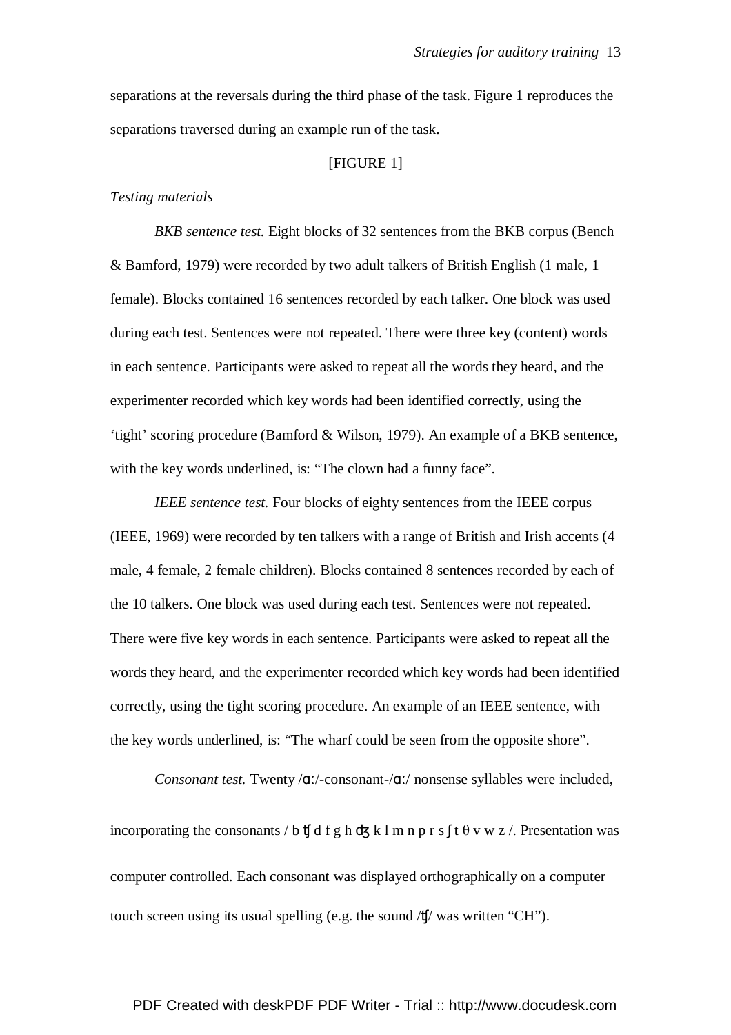separations at the reversals during the third phase of the task. Figure 1 reproduces the separations traversed during an example run of the task.

[FIGURE 1]

*Testing materials*

*BKB sentence test.* Eight blocks of 32 sentences from the BKB corpus (Bench & Bamford, 1979) were recorded by two adult talkers of British English (1 male, 1 female). Blocks contained 16 sentences recorded by each talker. One block was used during each test. Sentences were not repeated. There were three key (content) words in each sentence. Participants were asked to repeat all the words they heard, and the experimenter recorded which key words had been identified correctly, using the 'tight' scoring procedure (Bamford & Wilson, 1979). An example of a BKB sentence, with the key words underlined, is: "The <u>clown</u> had a <u>funny</u> <u>face</u>".

*IEEE sentence test.* Four blocks of eighty sentences from the IEEE corpus (IEEE, 1969) were recorded by ten talkers with a range of British and Irish accents (4 male, 4 female, 2 female children). Blocks contained 8 sentences recorded by each of the 10 talkers. One block was used during each test. Sentences were not repeated. There were five key words in each sentence. Participants were asked to repeat all the words they heard, and the experimenter recorded which key words had been identified correctly, using the tight scoring procedure. An example of an IEEE sentence, with the key words underlined, is: "The <u>wharf</u> could be <u>seen</u> <u>from</u> the <u>opposite</u> <u>shore</u>".

*Consonant test.* Twenty /ɑː/-consonant-/ɑː/ nonsense syllables were included, incorporating the consonants / b ʧ d f g h ʤ k l m n p r s ʃ t θ v w z /. Presentation was computer controlled. Each consonant was displayed orthographically on a computer touch screen using its usual spelling (e.g. the sound /ʧ/ was written "CH").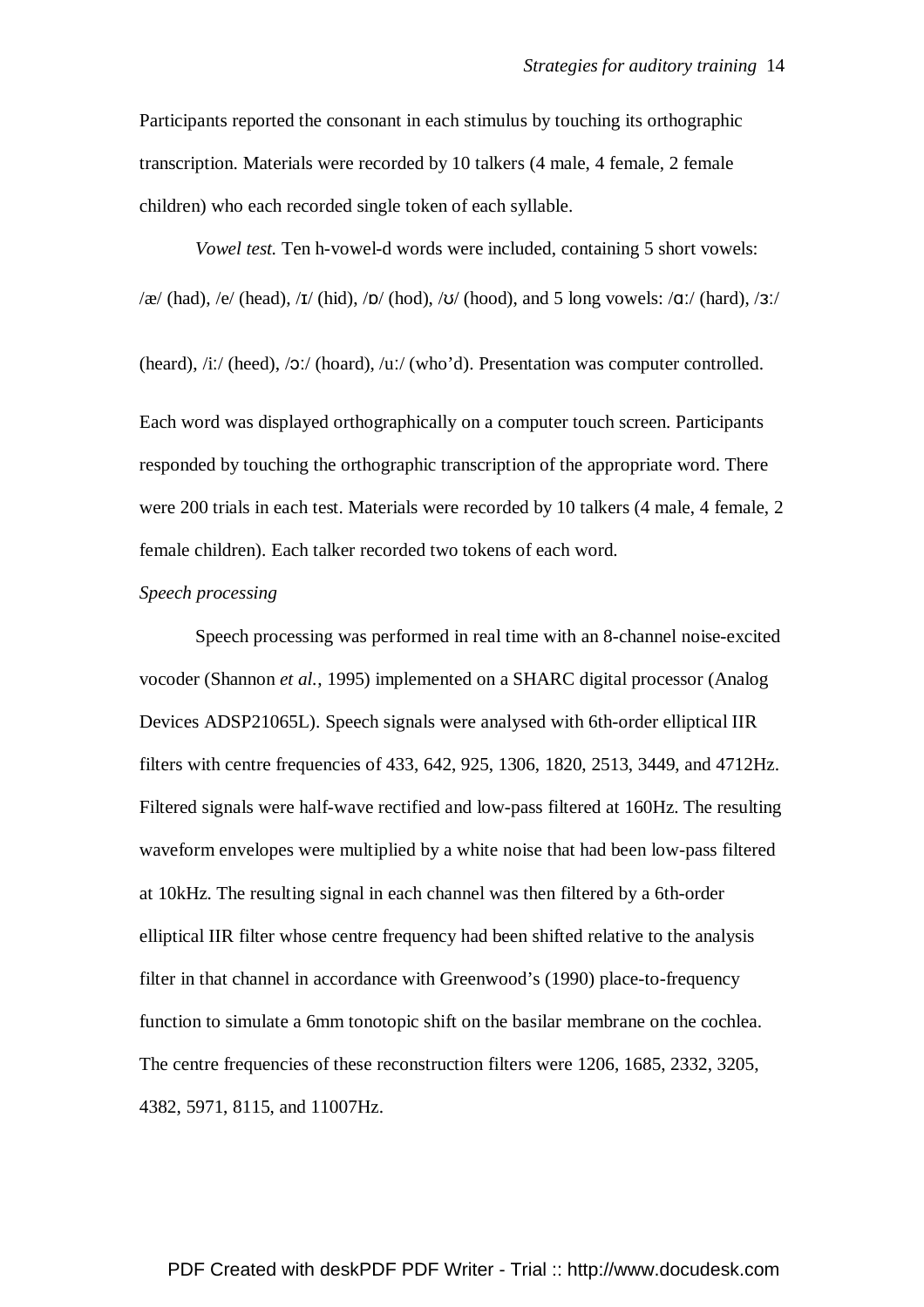Participants reported the consonant in each stimulus by touching its orthographic transcription. Materials were recorded by 10 talkers (4 male, 4 female, 2 female children) who each recorded single token of each syllable.

*Vowel test.* Ten h-vowel-d words were included, containing 5 short vowels: /æ/ (had), /e/ (head), /ɪ/ (hid), /ɒ/ (hod), /ʊ/ (hood), and 5 long vowels: /ɑː/ (hard), /ɜː/ (heard), /iː/ (heed), /ɔː/ (hoard), /uː/ (who'd). Presentation was computer controlled. Each word was displayed orthographically on a computer touch screen. Participants responded by touching the orthographic transcription of the appropriate word. There were 200 trials in each test. Materials were recorded by 10 talkers (4 male, 4 female, 2 female children). Each talker recorded two tokens of each word.

*Speech processing*

Speech processing was performed in real time with an 8-channel noise-excited vocoder (Shannon *et al.*, 1995) implemented on a SHARC digital processor (Analog Devices ADSP21065L). Speech signals were analysed with 6th-order elliptical IIR filters with centre frequencies of 433, 642, 925, 1306, 1820, 2513, 3449, and 4712Hz. Filtered signals were half-wave rectified and low-pass filtered at 160Hz. The resulting waveform envelopes were multiplied by a white noise that had been low-pass filtered at 10kHz. The resulting signal in each channel was then filtered by a 6th-order elliptical IIR filter whose centre frequency had been shifted relative to the analysis filter in that channel in accordance with Greenwood's (1990) place-to-frequency function to simulate a 6mm tonotopic shift on the basilar membrane on the cochlea. The centre frequencies of these reconstruction filters were 1206, 1685, 2332, 3205, 4382, 5971, 8115, and 11007Hz.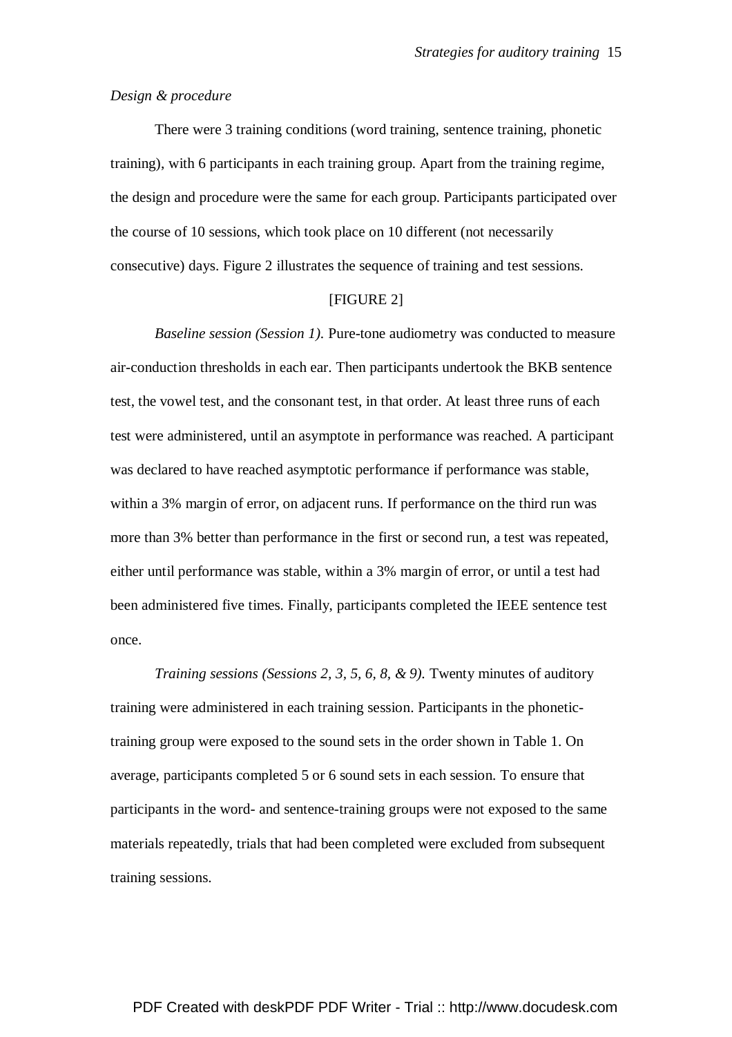*Design & procedure*

There were 3 training conditions (word training, sentence training, phonetic training), with 6 participants in each training group. Apart from the training regime, the design and procedure were the same for each group. Participants participated over the course of 10 sessions, which took place on 10 different (not necessarily consecutive) days. Figure 2 illustrates the sequence of training and test sessions.

[FIGURE 2]

*Baseline session (Session 1).* Pure-tone audiometry was conducted to measure air-conduction thresholds in each ear. Then participants undertook the BKB sentence test, the vowel test, and the consonant test, in that order. At least three runs of each test were administered, until an asymptote in performance was reached. A participant was declared to have reached asymptotic performance if performance was stable, within a 3% margin of error, on adjacent runs. If performance on the third run was more than 3% better than performance in the first or second run, a test was repeated, either until performance was stable, within a 3% margin of error, or until a test had been administered five times. Finally, participants completed the IEEE sentence test once.

*Training sessions (Sessions 2, 3, 5, 6, 8, & 9).* Twenty minutes of auditory training were administered in each training session. Participants in the phonetic-training group were exposed to the sound sets in the order shown in Table 1. On average, participants completed 5 or 6 sound sets in each session. To ensure that participants in the word- and sentence-training groups were not exposed to the same materials repeatedly, trials that had been completed were excluded from subsequent training sessions.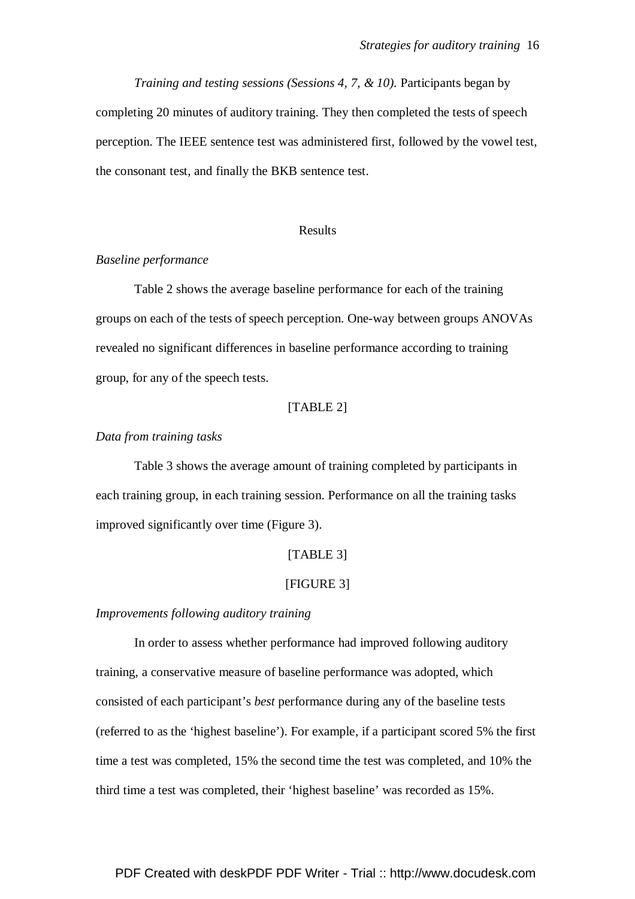*Training and testing sessions (Sessions 4, 7, & 10).* Participants began by completing 20 minutes of auditory training. They then completed the tests of speech perception. The IEEE sentence test was administered first, followed by the vowel test, the consonant test, and finally the BKB sentence test.

## Results

### *Baseline performance*

Table 2 shows the average baseline performance for each of the training groups on each of the tests of speech perception. One-way between groups ANOVAs revealed no significant differences in baseline performance according to training group, for any of the speech tests.

[TABLE 2]

### *Data from training tasks*

Table 3 shows the average amount of training completed by participants in each training group, in each training session. Performance on all the training tasks improved significantly over time (Figure 3).

[TABLE 3]

[FIGURE 3]

### *Improvements following auditory training*

In order to assess whether performance had improved following auditory training, a conservative measure of baseline performance was adopted, which consisted of each participant's *best* performance during any of the baseline tests (referred to as the 'highest baseline'). For example, if a participant scored 5% the first time a test was completed, 15% the second time the test was completed, and 10% the third time a test was completed, their 'highest baseline' was recorded as 15%.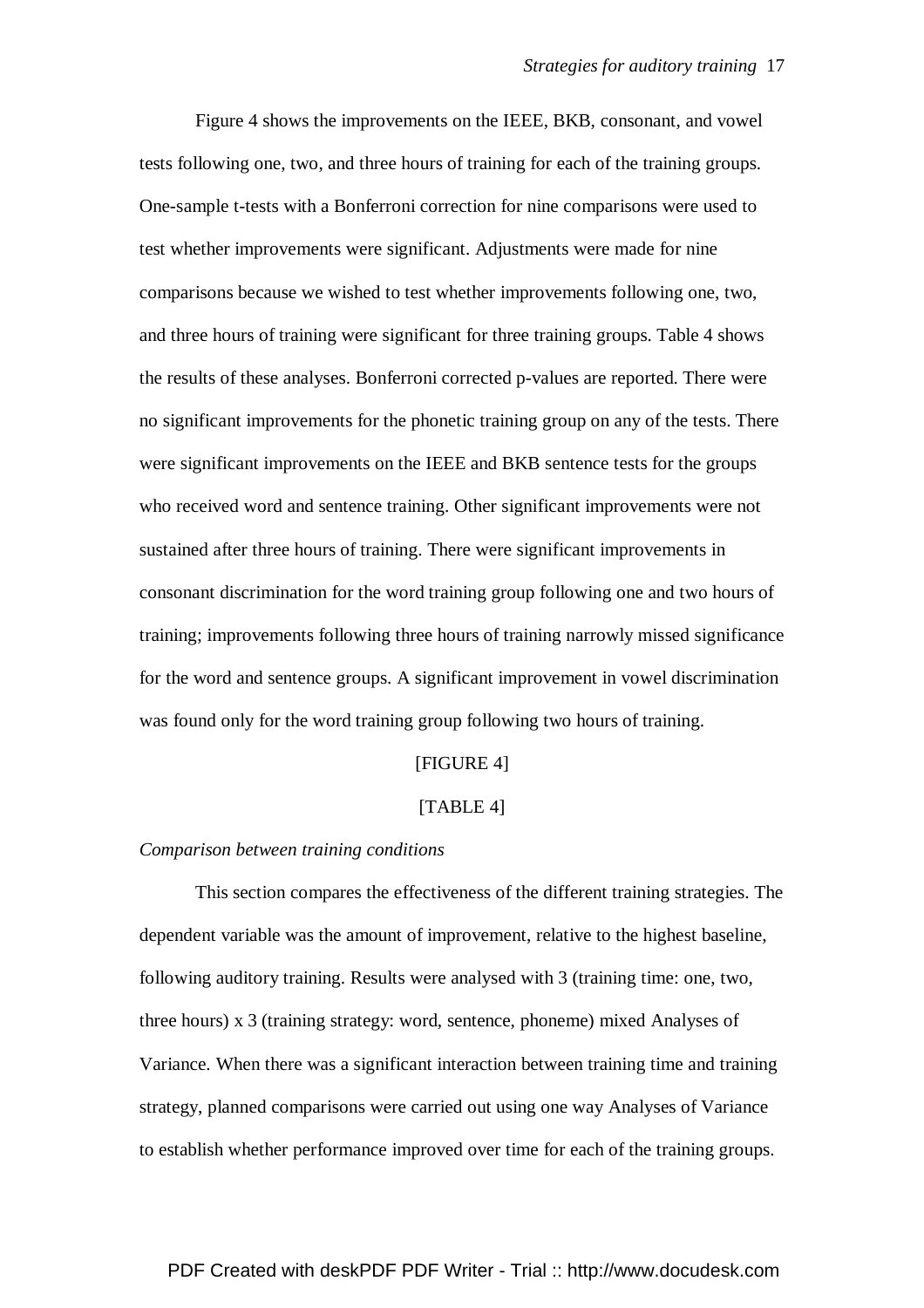Figure 4 shows the improvements on the IEEE, BKB, consonant, and vowel tests following one, two, and three hours of training for each of the training groups. One-sample t-tests with a Bonferroni correction for nine comparisons were used to test whether improvements were significant. Adjustments were made for nine comparisons because we wished to test whether improvements following one, two, and three hours of training were significant for three training groups. Table 4 shows the results of these analyses. Bonferroni corrected p-values are reported. There were no significant improvements for the phonetic training group on any of the tests. There were significant improvements on the IEEE and BKB sentence tests for the groups who received word and sentence training. Other significant improvements were not sustained after three hours of training. There were significant improvements in consonant discrimination for the word training group following one and two hours of training; improvements following three hours of training narrowly missed significance for the word and sentence groups. A significant improvement in vowel discrimination was found only for the word training group following two hours of training.

[FIGURE 4]

[TABLE 4]

*Comparison between training conditions*

This section compares the effectiveness of the different training strategies. The dependent variable was the amount of improvement, relative to the highest baseline, following auditory training. Results were analysed with 3 (training time: one, two, three hours) x 3 (training strategy: word, sentence, phoneme) mixed Analyses of Variance. When there was a significant interaction between training time and training strategy, planned comparisons were carried out using one way Analyses of Variance to establish whether performance improved over time for each of the training groups.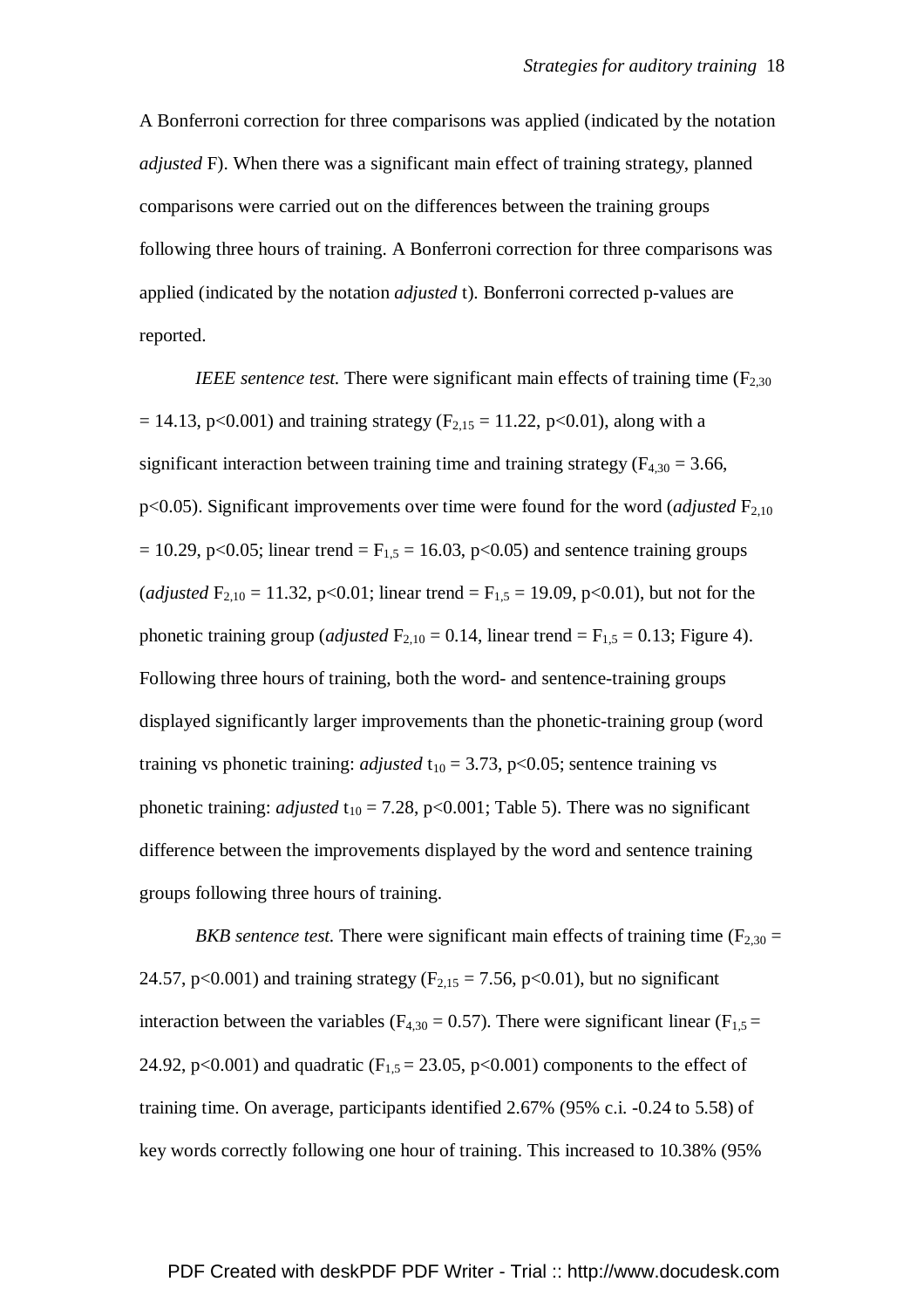A Bonferroni correction for three comparisons was applied (indicated by the notation *adjusted* F). When there was a significant main effect of training strategy, planned comparisons were carried out on the differences between the training groups following three hours of training. A Bonferroni correction for three comparisons was applied (indicated by the notation *adjusted* t). Bonferroni corrected p-values are reported.

*IEEE sentence test.* There were significant main effects of training time ($F_{2,30} = 14.13$, $p<0.001$) and training strategy ($F_{2,15} = 11.22$, $p<0.01$), along with a significant interaction between training time and training strategy ($F_{4,30} = 3.66$, $p<0.05$). Significant improvements over time were found for the word (*adjusted* $F_{2,10} = 10.29$, $p<0.05$; linear trend = $F_{1,5} = 16.03$, $p<0.05$) and sentence training groups (*adjusted* $F_{2,10} = 11.32$, $p<0.01$; linear trend = $F_{1,5} = 19.09$, $p<0.01$), but not for the phonetic training group (*adjusted* $F_{2,10} = 0.14$, linear trend = $F_{1,5} = 0.13$; Figure 4). Following three hours of training, both the word- and sentence-training groups displayed significantly larger improvements than the phonetic-training group (word training vs phonetic training: *adjusted* $t_{10} = 3.73$, $p<0.05$; sentence training vs phonetic training: *adjusted* $t_{10} = 7.28$, $p<0.001$; Table 5). There was no significant difference between the improvements displayed by the word and sentence training groups following three hours of training.

*BKB sentence test.* There were significant main effects of training time ($F_{2,30} = 24.57$, $p<0.001$) and training strategy ($F_{2,15} = 7.56$, $p<0.01$), but no significant interaction between the variables ($F_{4,30} = 0.57$). There were significant linear ($F_{1,5} = 24.92$, $p<0.001$) and quadratic ($F_{1,5} = 23.05$, $p<0.001$) components to the effect of training time. On average, participants identified 2.67% (95% c.i. -0.24 to 5.58) of key words correctly following one hour of training. This increased to 10.38% (95%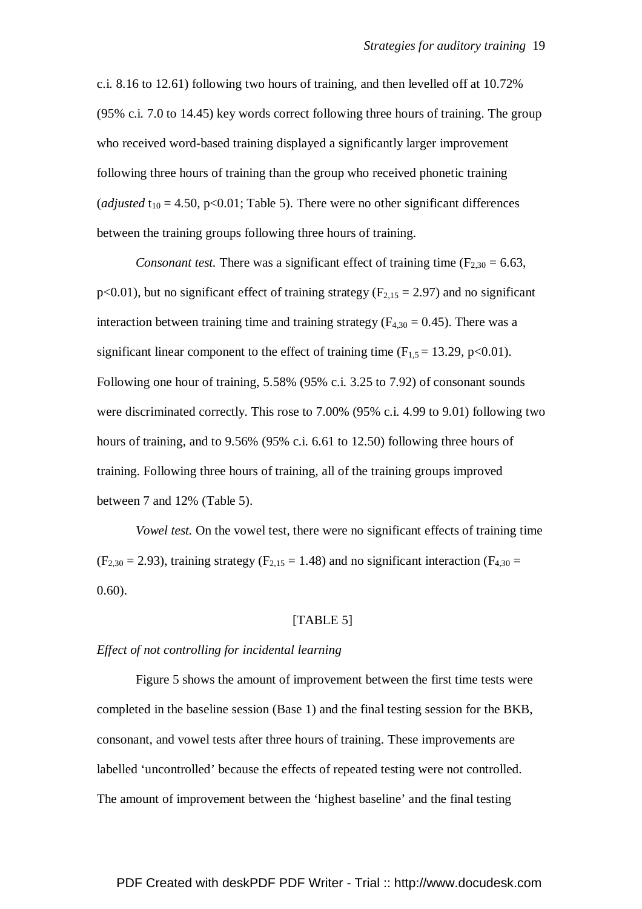c.i. 8.16 to 12.61) following two hours of training, and then levelled off at 10.72% (95% c.i. 7.0 to 14.45) key words correct following three hours of training. The group who received word-based training displayed a significantly larger improvement following three hours of training than the group who received phonetic training (*adjusted* $t_{10} = 4.50$, $p<0.01$; Table 5). There were no other significant differences between the training groups following three hours of training.

*Consonant test.* There was a significant effect of training time ($F_{2,30} = 6.63$, $p<0.01$), but no significant effect of training strategy ($F_{2,15} = 2.97$) and no significant interaction between training time and training strategy ($F_{4,30} = 0.45$). There was a significant linear component to the effect of training time ($F_{1,5} = 13.29$, $p<0.01$). Following one hour of training, 5.58% (95% c.i. 3.25 to 7.92) of consonant sounds were discriminated correctly. This rose to 7.00% (95% c.i. 4.99 to 9.01) following two hours of training, and to 9.56% (95% c.i. 6.61 to 12.50) following three hours of training. Following three hours of training, all of the training groups improved between 7 and 12% (Table 5).

*Vowel test.* On the vowel test, there were no significant effects of training time ($F_{2,30} = 2.93$), training strategy ($F_{2,15} = 1.48$) and no significant interaction ($F_{4,30} = 0.60$).

[TABLE 5]

*Effect of not controlling for incidental learning*

Figure 5 shows the amount of improvement between the first time tests were completed in the baseline session (Base 1) and the final testing session for the BKB, consonant, and vowel tests after three hours of training. These improvements are labelled 'uncontrolled' because the effects of repeated testing were not controlled. The amount of improvement between the 'highest baseline' and the final testing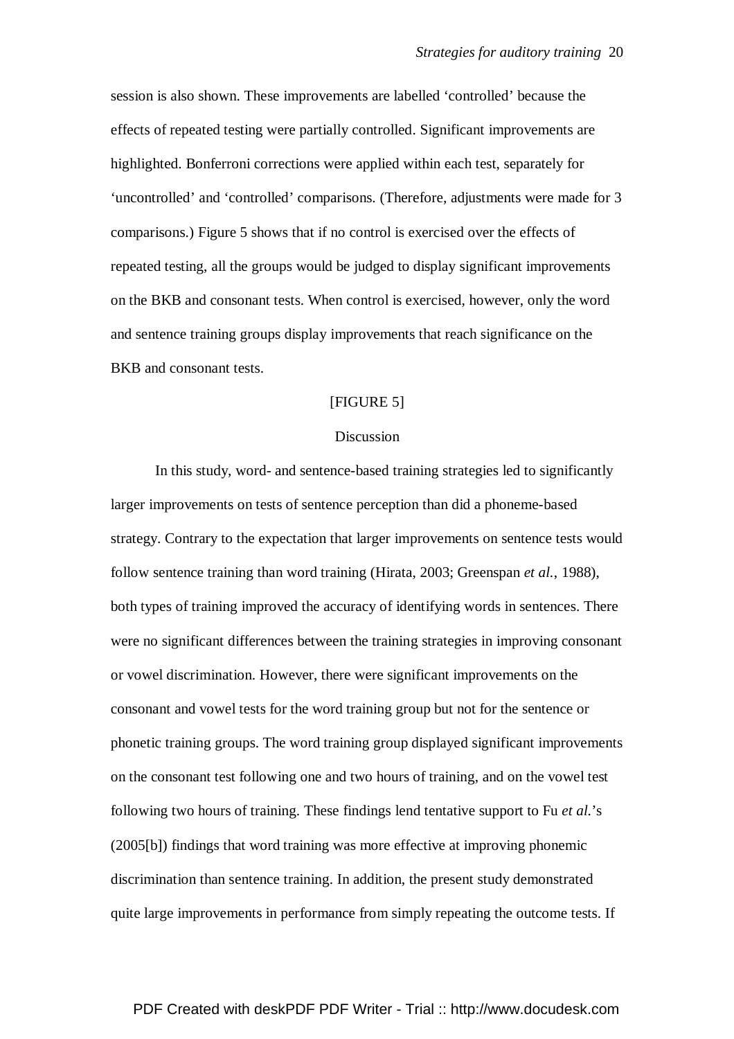session is also shown. These improvements are labelled 'controlled' because the effects of repeated testing were partially controlled. Significant improvements are highlighted. Bonferroni corrections were applied within each test, separately for 'uncontrolled' and 'controlled' comparisons. (Therefore, adjustments were made for 3 comparisons.) Figure 5 shows that if no control is exercised over the effects of repeated testing, all the groups would be judged to display significant improvements on the BKB and consonant tests. When control is exercised, however, only the word and sentence training groups display improvements that reach significance on the BKB and consonant tests.

[FIGURE 5]

## Discussion

In this study, word- and sentence-based training strategies led to significantly larger improvements on tests of sentence perception than did a phoneme-based strategy. Contrary to the expectation that larger improvements on sentence tests would follow sentence training than word training (Hirata, 2003; Greenspan *et al.*, 1988), both types of training improved the accuracy of identifying words in sentences. There were no significant differences between the training strategies in improving consonant or vowel discrimination. However, there were significant improvements on the consonant and vowel tests for the word training group but not for the sentence or phonetic training groups. The word training group displayed significant improvements on the consonant test following one and two hours of training, and on the vowel test following two hours of training. These findings lend tentative support to Fu *et al.*'s (2005[b]) findings that word training was more effective at improving phonemic discrimination than sentence training. In addition, the present study demonstrated quite large improvements in performance from simply repeating the outcome tests. If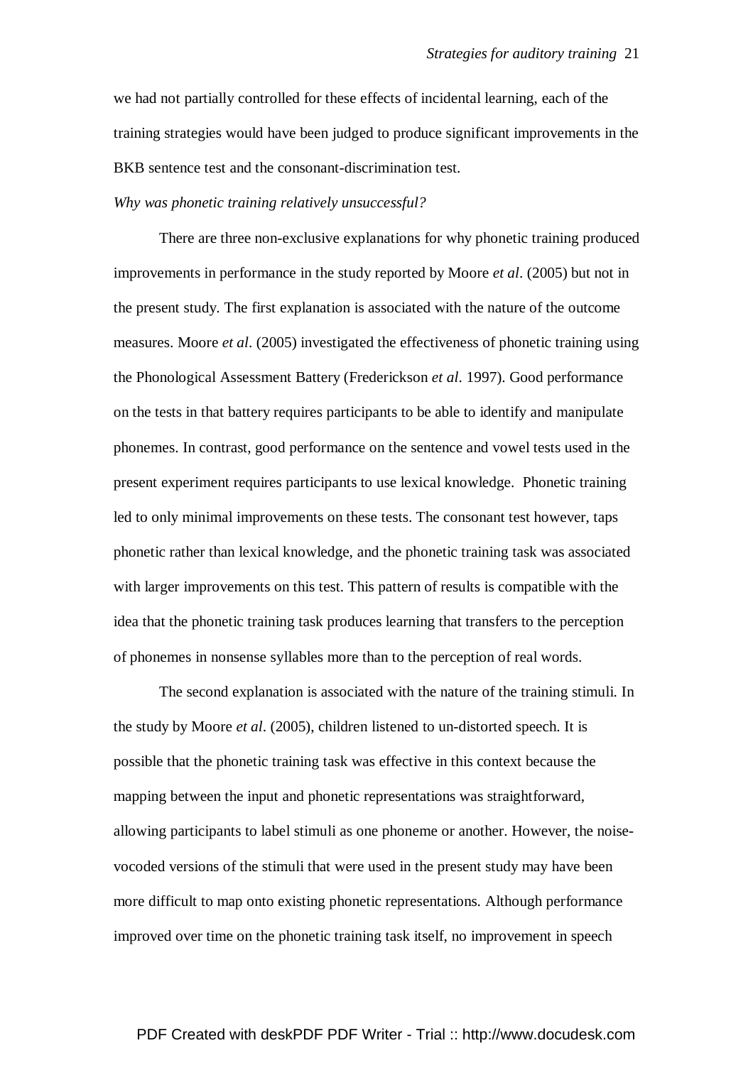we had not partially controlled for these effects of incidental learning, each of the training strategies would have been judged to produce significant improvements in the BKB sentence test and the consonant-discrimination test.

*Why was phonetic training relatively unsuccessful?*

There are three non-exclusive explanations for why phonetic training produced improvements in performance in the study reported by Moore *et al*. (2005) but not in the present study. The first explanation is associated with the nature of the outcome measures. Moore *et al*. (2005) investigated the effectiveness of phonetic training using the Phonological Assessment Battery (Frederickson *et al*. 1997). Good performance on the tests in that battery requires participants to be able to identify and manipulate phonemes. In contrast, good performance on the sentence and vowel tests used in the present experiment requires participants to use lexical knowledge. Phonetic training led to only minimal improvements on these tests. The consonant test however, taps phonetic rather than lexical knowledge, and the phonetic training task was associated with larger improvements on this test. This pattern of results is compatible with the idea that the phonetic training task produces learning that transfers to the perception of phonemes in nonsense syllables more than to the perception of real words.

The second explanation is associated with the nature of the training stimuli. In the study by Moore *et al*. (2005), children listened to un-distorted speech. It is possible that the phonetic training task was effective in this context because the mapping between the input and phonetic representations was straightforward, allowing participants to label stimuli as one phoneme or another. However, the noise-vocoded versions of the stimuli that were used in the present study may have been more difficult to map onto existing phonetic representations. Although performance improved over time on the phonetic training task itself, no improvement in speech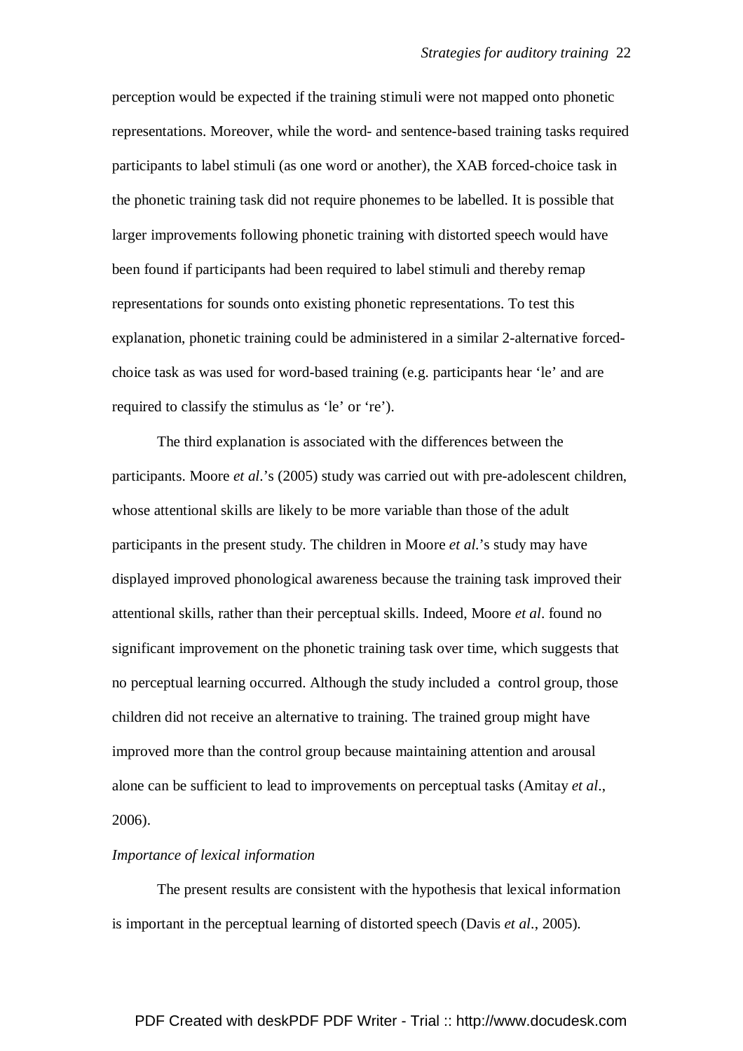perception would be expected if the training stimuli were not mapped onto phonetic representations. Moreover, while the word- and sentence-based training tasks required participants to label stimuli (as one word or another), the XAB forced-choice task in the phonetic training task did not require phonemes to be labelled. It is possible that larger improvements following phonetic training with distorted speech would have been found if participants had been required to label stimuli and thereby remap representations for sounds onto existing phonetic representations. To test this explanation, phonetic training could be administered in a similar 2-alternative forced-choice task as was used for word-based training (e.g. participants hear 'le' and are required to classify the stimulus as 'le' or 're').

The third explanation is associated with the differences between the participants. Moore *et al*.'s (2005) study was carried out with pre-adolescent children, whose attentional skills are likely to be more variable than those of the adult participants in the present study. The children in Moore *et al*.'s study may have displayed improved phonological awareness because the training task improved their attentional skills, rather than their perceptual skills. Indeed, Moore *et al*. found no significant improvement on the phonetic training task over time, which suggests that no perceptual learning occurred. Although the study included a control group, those children did not receive an alternative to training. The trained group might have improved more than the control group because maintaining attention and arousal alone can be sufficient to lead to improvements on perceptual tasks (Amitay *et al*., 2006).

*Importance of lexical information*

The present results are consistent with the hypothesis that lexical information is important in the perceptual learning of distorted speech (Davis *et al*., 2005).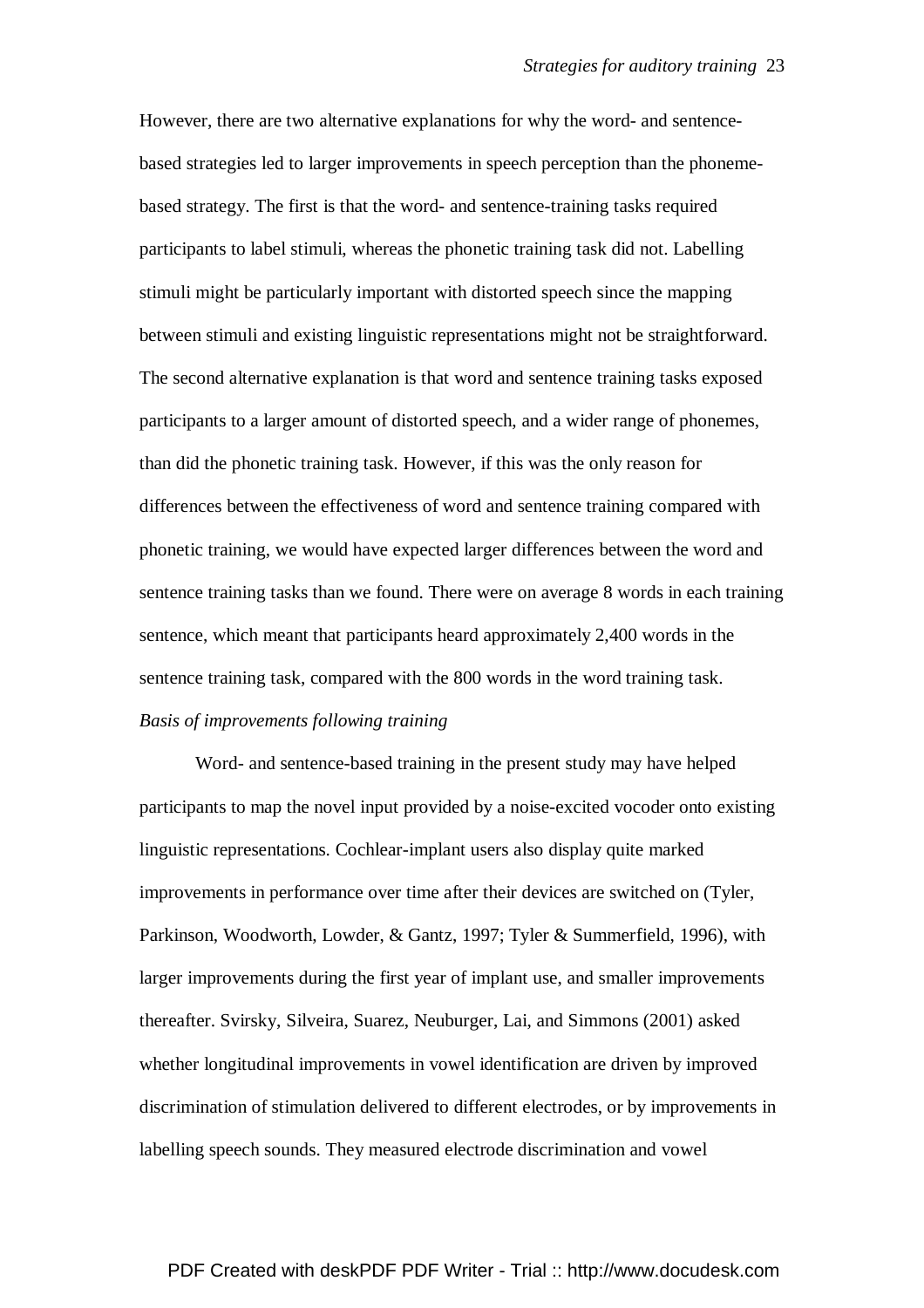However, there are two alternative explanations for why the word- and sentence-based strategies led to larger improvements in speech perception than the phoneme-based strategy. The first is that the word- and sentence-training tasks required participants to label stimuli, whereas the phonetic training task did not. Labelling stimuli might be particularly important with distorted speech since the mapping between stimuli and existing linguistic representations might not be straightforward. The second alternative explanation is that word and sentence training tasks exposed participants to a larger amount of distorted speech, and a wider range of phonemes, than did the phonetic training task. However, if this was the only reason for differences between the effectiveness of word and sentence training compared with phonetic training, we would have expected larger differences between the word and sentence training tasks than we found. There were on average 8 words in each training sentence, which meant that participants heard approximately 2,400 words in the sentence training task, compared with the 800 words in the word training task.

*Basis of improvements following training*

Word- and sentence-based training in the present study may have helped participants to map the novel input provided by a noise-excited vocoder onto existing linguistic representations. Cochlear-implant users also display quite marked improvements in performance over time after their devices are switched on (Tyler, Parkinson, Woodworth, Lowder, & Gantz, 1997; Tyler & Summerfield, 1996), with larger improvements during the first year of implant use, and smaller improvements thereafter. Svirsky, Silveira, Suarez, Neuburger, Lai, and Simmons (2001) asked whether longitudinal improvements in vowel identification are driven by improved discrimination of stimulation delivered to different electrodes, or by improvements in labelling speech sounds. They measured electrode discrimination and vowel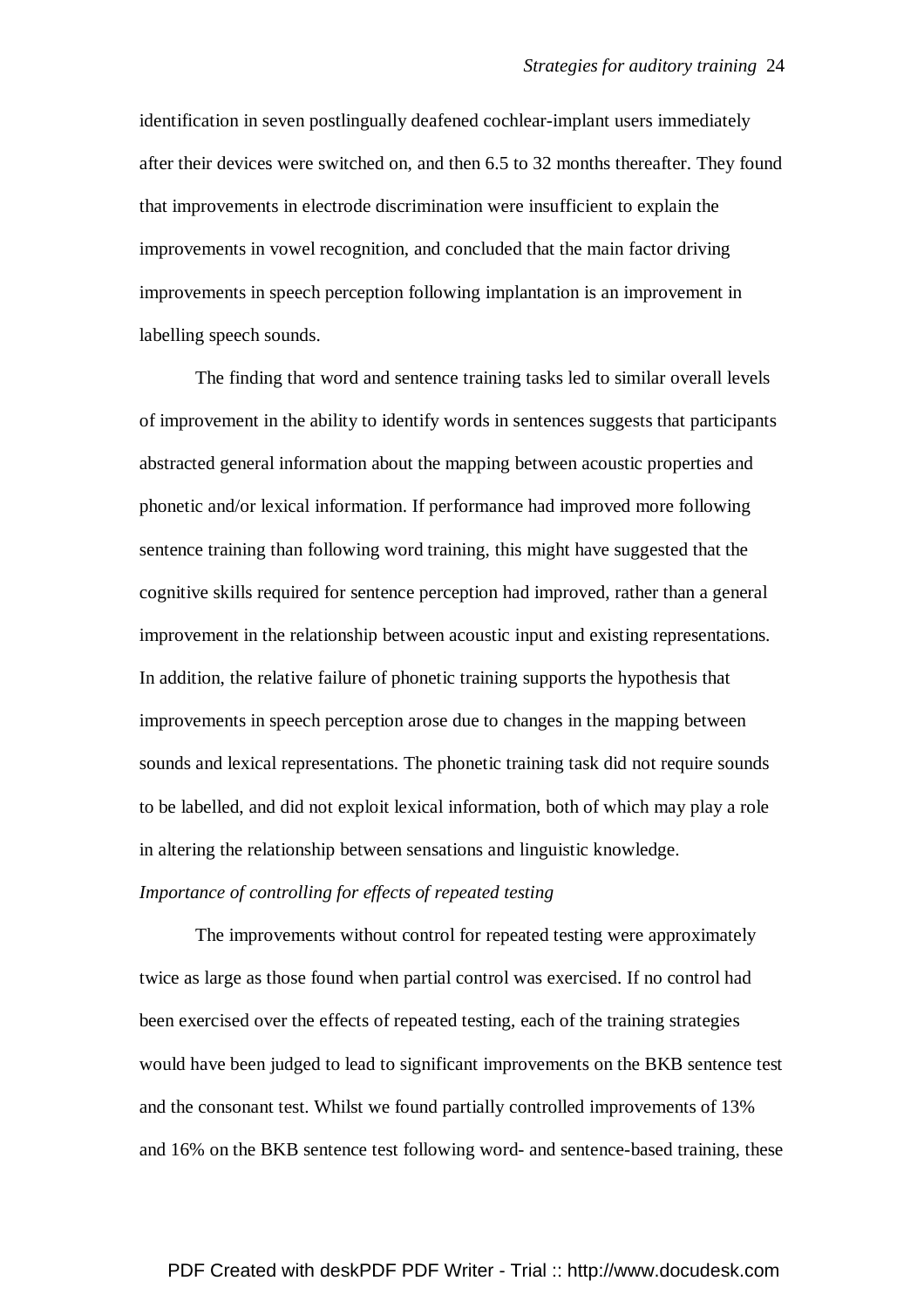identification in seven postlingually deafened cochlear-implant users immediately after their devices were switched on, and then 6.5 to 32 months thereafter. They found that improvements in electrode discrimination were insufficient to explain the improvements in vowel recognition, and concluded that the main factor driving improvements in speech perception following implantation is an improvement in labelling speech sounds.

The finding that word and sentence training tasks led to similar overall levels of improvement in the ability to identify words in sentences suggests that participants abstracted general information about the mapping between acoustic properties and phonetic and/or lexical information. If performance had improved more following sentence training than following word training, this might have suggested that the cognitive skills required for sentence perception had improved, rather than a general improvement in the relationship between acoustic input and existing representations. In addition, the relative failure of phonetic training supports the hypothesis that improvements in speech perception arose due to changes in the mapping between sounds and lexical representations. The phonetic training task did not require sounds to be labelled, and did not exploit lexical information, both of which may play a role in altering the relationship between sensations and linguistic knowledge.

*Importance of controlling for effects of repeated testing*

The improvements without control for repeated testing were approximately twice as large as those found when partial control was exercised. If no control had been exercised over the effects of repeated testing, each of the training strategies would have been judged to lead to significant improvements on the BKB sentence test and the consonant test. Whilst we found partially controlled improvements of 13% and 16% on the BKB sentence test following word- and sentence-based training, these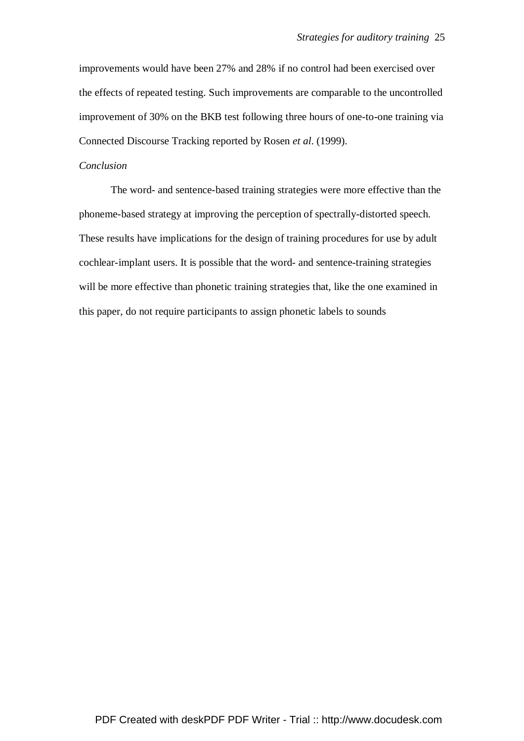improvements would have been 27% and 28% if no control had been exercised over the effects of repeated testing. Such improvements are comparable to the uncontrolled improvement of 30% on the BKB test following three hours of one-to-one training via Connected Discourse Tracking reported by Rosen *et al*. (1999).

*Conclusion*

The word- and sentence-based training strategies were more effective than the phoneme-based strategy at improving the perception of spectrally-distorted speech. These results have implications for the design of training procedures for use by adult cochlear-implant users. It is possible that the word- and sentence-training strategies will be more effective than phonetic training strategies that, like the one examined in this paper, do not require participants to assign phonetic labels to sounds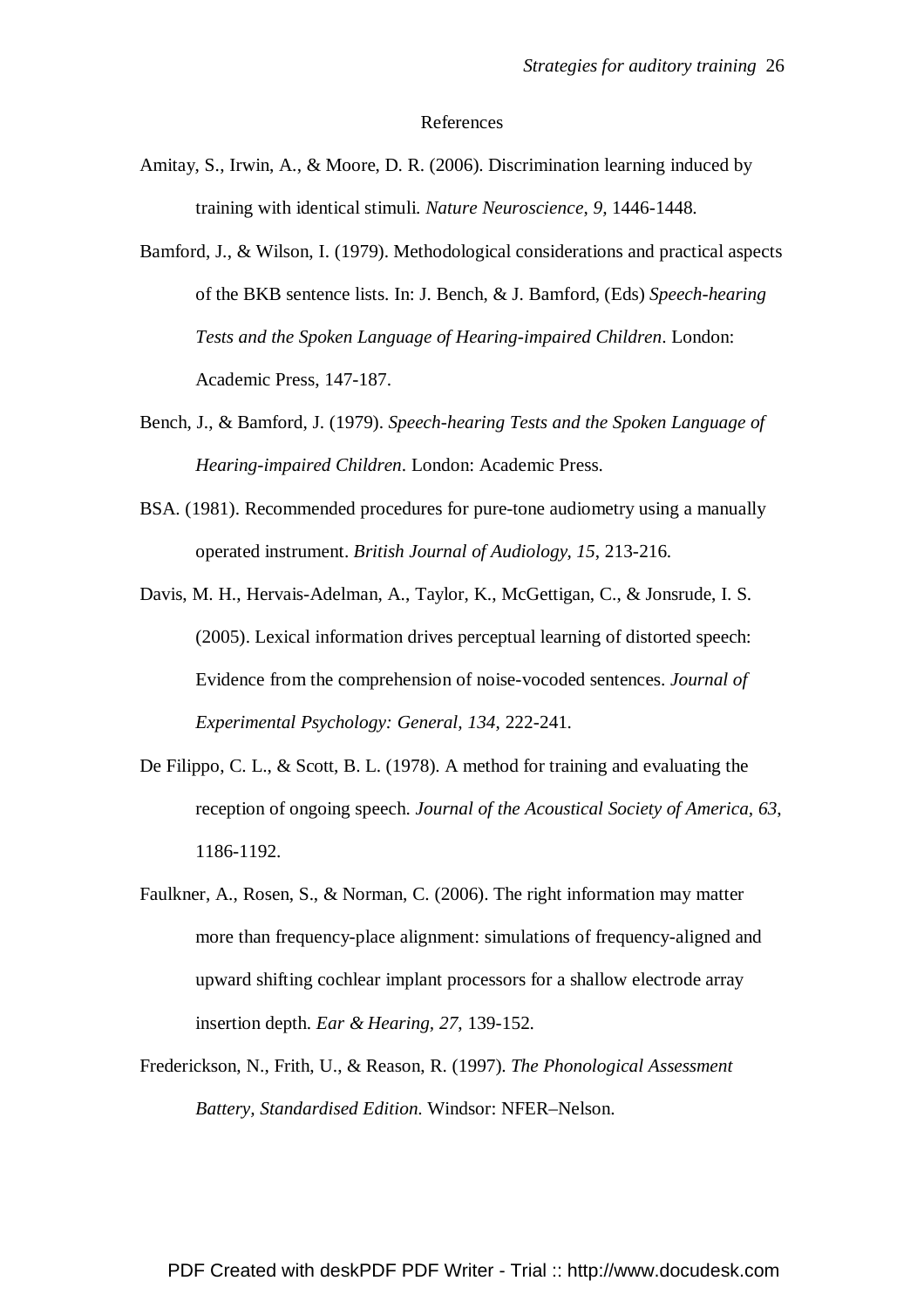# References

Amitay, S., Irwin, A., & Moore, D. R. (2006). Discrimination learning induced by training with identical stimuli. *Nature Neuroscience*, *9*, 1446-1448.

Bamford, J., & Wilson, I. (1979). Methodological considerations and practical aspects of the BKB sentence lists. In: J. Bench, & J. Bamford, (Eds) *Speech-hearing Tests and the Spoken Language of Hearing-impaired Children*. London: Academic Press, 147-187.

Bench, J., & Bamford, J. (1979). *Speech-hearing Tests and the Spoken Language of Hearing-impaired Children*. London: Academic Press.

BSA. (1981). Recommended procedures for pure-tone audiometry using a manually operated instrument. *British Journal of Audiology, 15*, 213-216.

Davis, M. H., Hervais-Adelman, A., Taylor, K., McGettigan, C., & Jonsrude, I. S. (2005). Lexical information drives perceptual learning of distorted speech: Evidence from the comprehension of noise-vocoded sentences. *Journal of Experimental Psychology: General, 134*, 222-241.

De Filippo, C. L., & Scott, B. L. (1978). A method for training and evaluating the reception of ongoing speech. *Journal of the Acoustical Society of America, 63,* 1186-1192.

Faulkner, A., Rosen, S., & Norman, C. (2006). The right information may matter more than frequency-place alignment: simulations of frequency-aligned and upward shifting cochlear implant processors for a shallow electrode array insertion depth. *Ear & Hearing, 27,* 139-152.

Frederickson, N., Frith, U., & Reason, R. (1997). *The Phonological Assessment Battery, Standardised Edition.* Windsor: NFER–Nelson.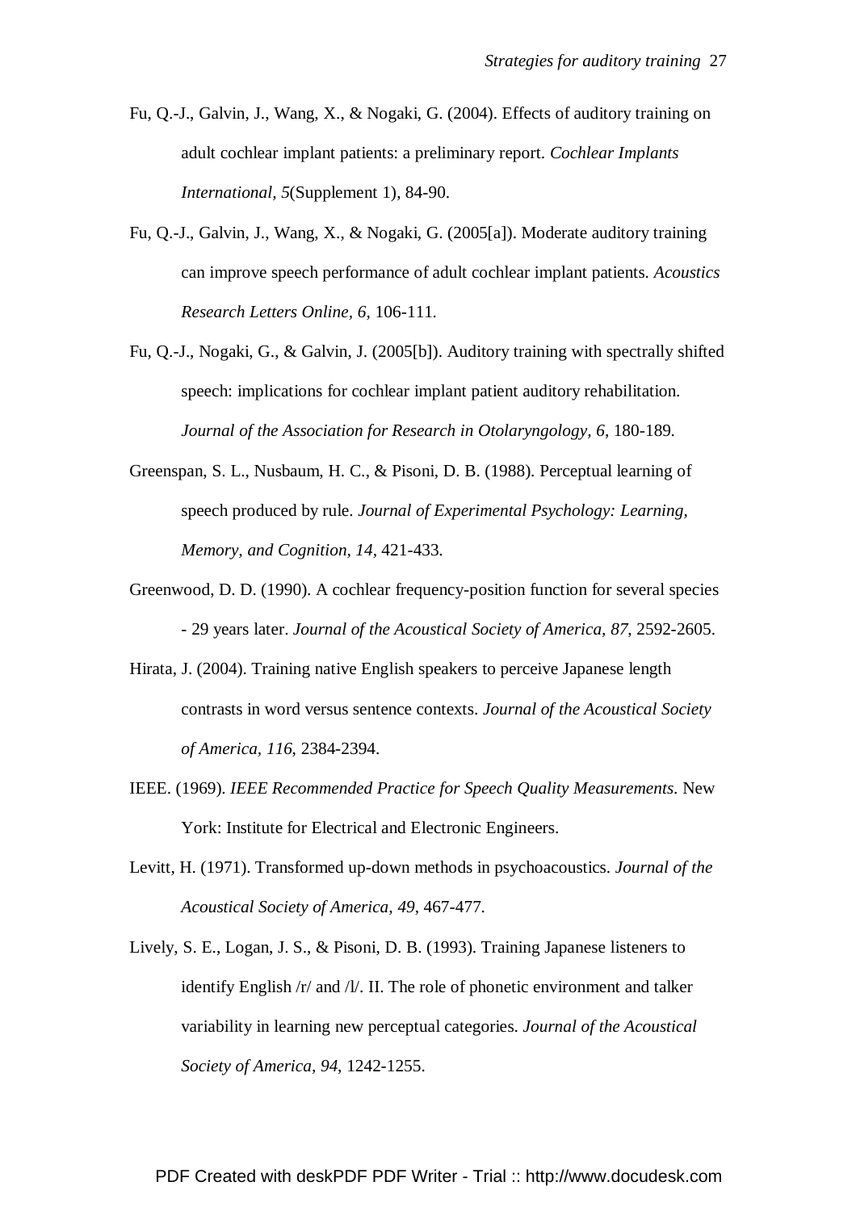Fu, Q.-J., Galvin, J., Wang, X., & Nogaki, G. (2004). Effects of auditory training on adult cochlear implant patients: a preliminary report. *Cochlear Implants International, 5*(Supplement 1), 84-90.

Fu, Q.-J., Galvin, J., Wang, X., & Nogaki, G. (2005[a]). Moderate auditory training can improve speech performance of adult cochlear implant patients. *Acoustics Research Letters Online, 6*, 106-111.

Fu, Q.-J., Nogaki, G., & Galvin, J. (2005[b]). Auditory training with spectrally shifted speech: implications for cochlear implant patient auditory rehabilitation. *Journal of the Association for Research in Otolaryngology, 6*, 180-189.

Greenspan, S. L., Nusbaum, H. C., & Pisoni, D. B. (1988). Perceptual learning of speech produced by rule. *Journal of Experimental Psychology: Learning, Memory, and Cognition, 14*, 421-433.

Greenwood, D. D. (1990). A cochlear frequency-position function for several species - 29 years later. *Journal of the Acoustical Society of America, 87*, 2592-2605.

Hirata, J. (2004). Training native English speakers to perceive Japanese length contrasts in word versus sentence contexts. *Journal of the Acoustical Society of America, 116*, 2384-2394.

IEEE. (1969). *IEEE Recommended Practice for Speech Quality Measurements*. New York: Institute for Electrical and Electronic Engineers.

Levitt, H. (1971). Transformed up-down methods in psychoacoustics. *Journal of the Acoustical Society of America, 49*, 467-477.

Lively, S. E., Logan, J. S., & Pisoni, D. B. (1993). Training Japanese listeners to identify English /r/ and /l/. II. The role of phonetic environment and talker variability in learning new perceptual categories. *Journal of the Acoustical Society of America, 94*, 1242-1255.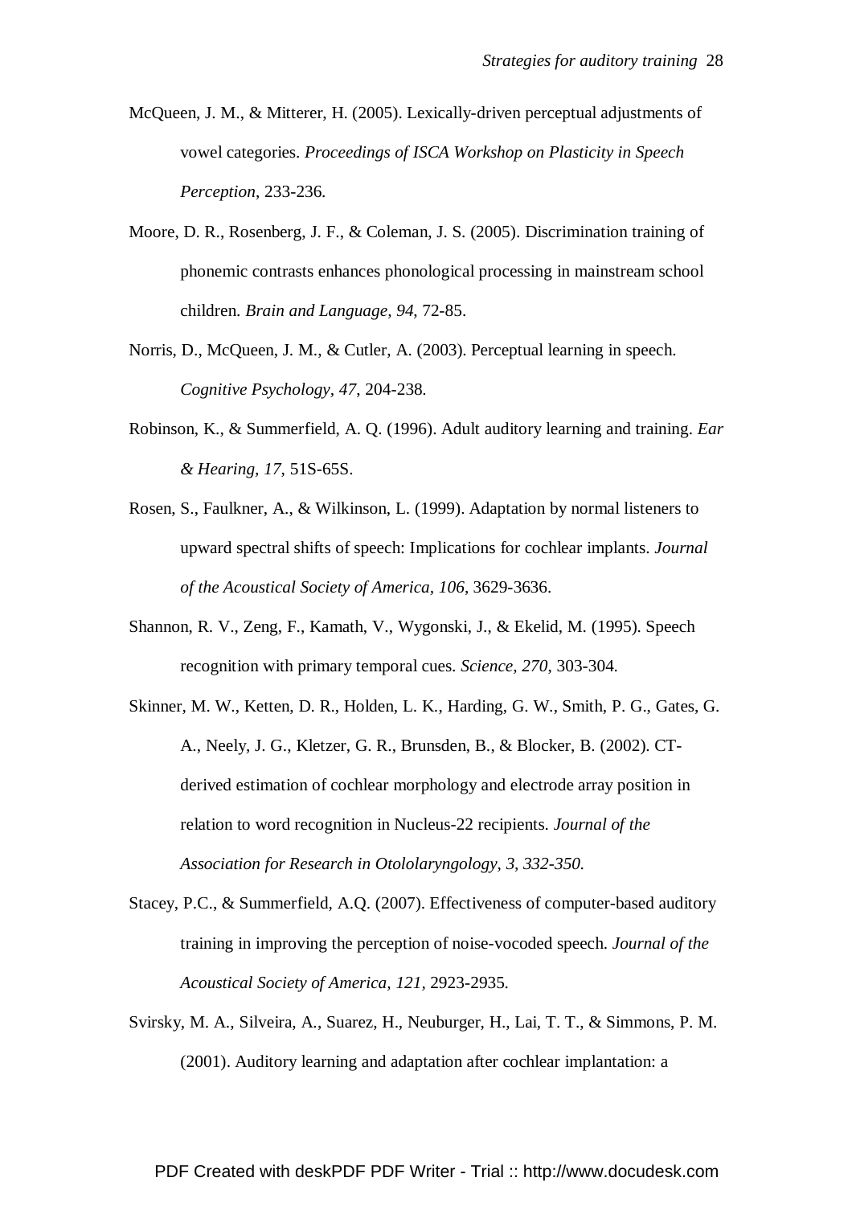McQueen, J. M., & Mitterer, H. (2005). Lexically-driven perceptual adjustments of vowel categories. *Proceedings of ISCA Workshop on Plasticity in Speech Perception*, 233-236.

Moore, D. R., Rosenberg, J. F., & Coleman, J. S. (2005). Discrimination training of phonemic contrasts enhances phonological processing in mainstream school children. *Brain and Language, 94*, 72-85.

Norris, D., McQueen, J. M., & Cutler, A. (2003). Perceptual learning in speech. *Cognitive Psychology, 47*, 204-238.

Robinson, K., & Summerfield, A. Q. (1996). Adult auditory learning and training. *Ear & Hearing, 17*, 51S-65S.

Rosen, S., Faulkner, A., & Wilkinson, L. (1999). Adaptation by normal listeners to upward spectral shifts of speech: Implications for cochlear implants. *Journal of the Acoustical Society of America, 106*, 3629-3636.

Shannon, R. V., Zeng, F., Kamath, V., Wygonski, J., & Ekelid, M. (1995). Speech recognition with primary temporal cues. *Science, 270*, 303-304.

Skinner, M. W., Ketten, D. R., Holden, L. K., Harding, G. W., Smith, P. G., Gates, G. A., Neely, J. G., Kletzer, G. R., Brunsden, B., & Blocker, B. (2002). CT-derived estimation of cochlear morphology and electrode array position in relation to word recognition in Nucleus-22 recipients. *Journal of the Association for Research in Otololaryngology, 3, 332-350.*

Stacey, P.C., & Summerfield, A.Q. (2007). Effectiveness of computer-based auditory training in improving the perception of noise-vocoded speech. *Journal of the Acoustical Society of America, 121*, 2923-2935.

Svirsky, M. A., Silveira, A., Suarez, H., Neuburger, H., Lai, T. T., & Simmons, P. M. (2001). Auditory learning and adaptation after cochlear implantation: a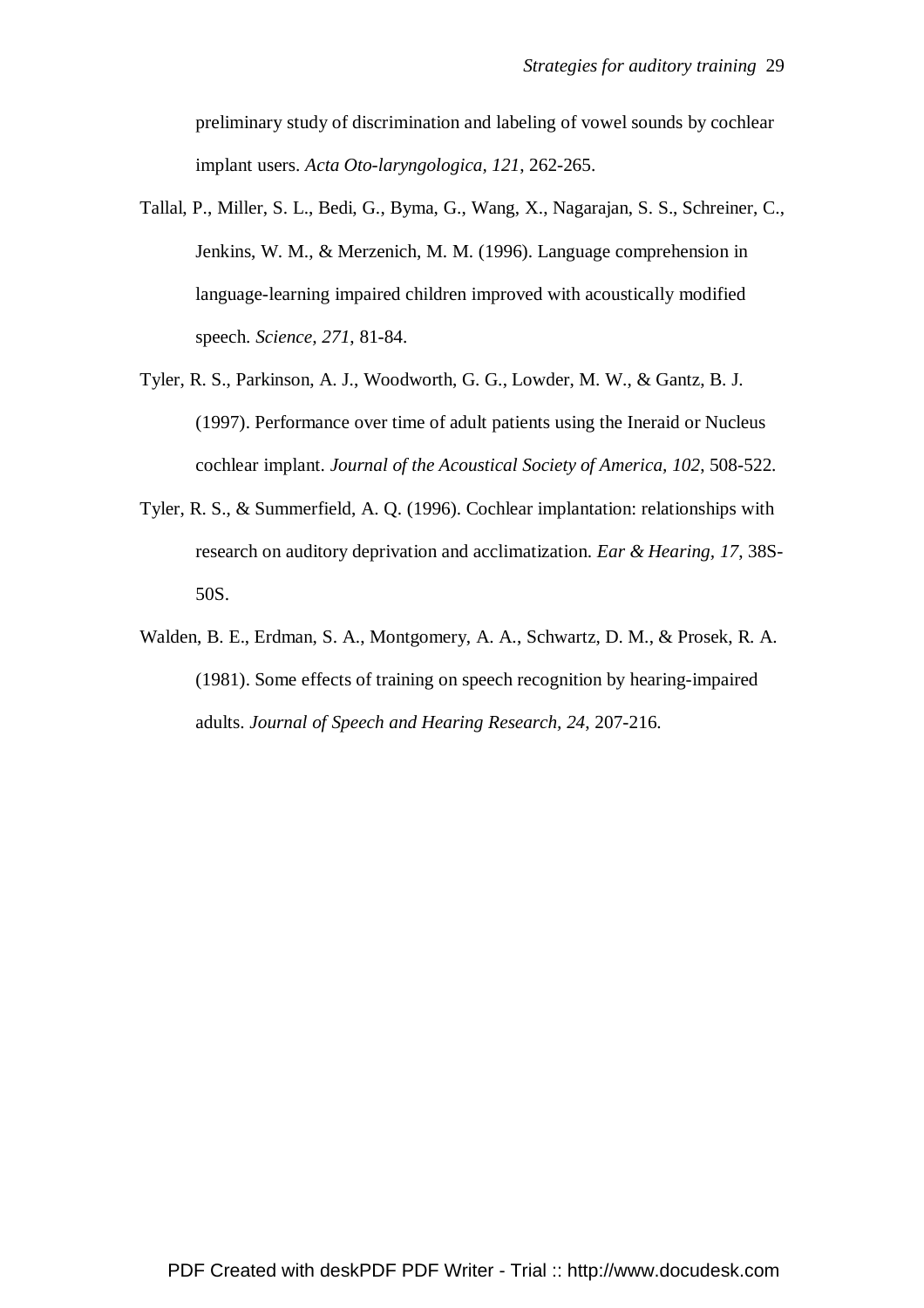preliminary study of discrimination and labeling of vowel sounds by cochlear implant users. *Acta Oto-laryngologica, 121*, 262-265.

Tallal, P., Miller, S. L., Bedi, G., Byma, G., Wang, X., Nagarajan, S. S., Schreiner, C., Jenkins, W. M., & Merzenich, M. M. (1996). Language comprehension in language-learning impaired children improved with acoustically modified speech. *Science, 271*, 81-84.

Tyler, R. S., Parkinson, A. J., Woodworth, G. G., Lowder, M. W., & Gantz, B. J. (1997). Performance over time of adult patients using the Ineraid or Nucleus cochlear implant. *Journal of the Acoustical Society of America, 102*, 508-522.

Tyler, R. S., & Summerfield, A. Q. (1996). Cochlear implantation: relationships with research on auditory deprivation and acclimatization. *Ear & Hearing, 17*, 38S-50S.

Walden, B. E., Erdman, S. A., Montgomery, A. A., Schwartz, D. M., & Prosek, R. A. (1981). Some effects of training on speech recognition by hearing-impaired adults. *Journal of Speech and Hearing Research, 24*, 207-216.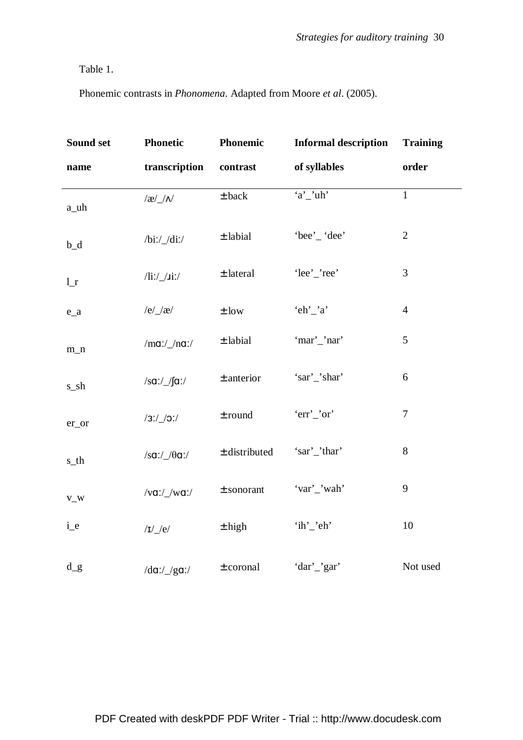Table 1.

Phonemic contrasts in *Phonomena*. Adapted from Moore *et al*. (2005).

| Sound set name | Phonetic transcription | Phonemic contrast | Informal description of syllables | Training order |
|---|---|---|---|---|
| a_uh | /æ/_/ʌ/ | ± back | 'a'_'uh' | 1 |
| b_d | /biː/_/diː/ | ± labial | 'bee'_ 'dee' | 2 |
| l_r | /liː/_/ɹiː/ | ± lateral | 'lee'_'ree' | 3 |
| e_a | /e/_/æ/ | ± low | 'eh'_'a' | 4 |
| m_n | /mɑː/_/nɑː/ | ± labial | 'mar'_'nar' | 5 |
| s_sh | /sɑː/_/ʃɑː/ | ± anterior | 'sar'_'shar' | 6 |
| er_or | /ɜː/_/ɔː/ | ± round | 'err'_'or' | 7 |
| s_th | /sɑː/_/θɑː/ | ± distributed | 'sar'_'thar' | 8 |
| v_w | /vɑː/_/wɑː/ | ± sonorant | 'var'_'wah' | 9 |
| i_e | /ɪ/_/e/ | ± high | 'ih'_'eh' | 10 |
| d_g | /dɑː/_/gɑː/ | ± coronal | 'dar'_'gar' | Not used |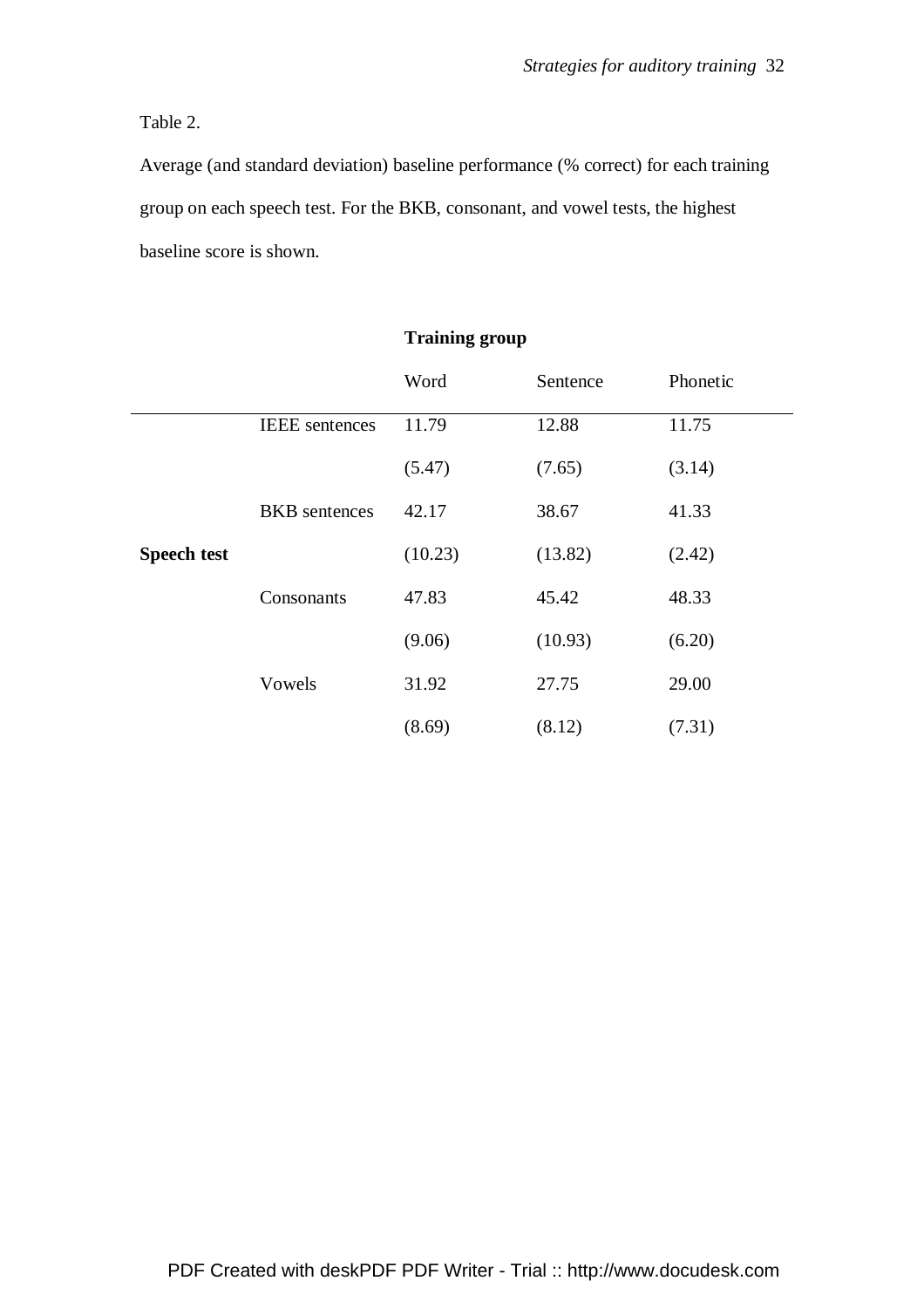Table 2.

Average (and standard deviation) baseline performance (% correct) for each training group on each speech test. For the BKB, consonant, and vowel tests, the highest baseline score is shown.

| | | **Training group** | | |
|---|---|---|---|---|
| | | Word | Sentence | Phonetic |
| **Speech test** | IEEE sentences | 11.79 (5.47) | 12.88 (7.65) | 11.75 (3.14) |
| | BKB sentences | 42.17 (10.23) | 38.67 (13.82) | 41.33 (2.42) |
| | Consonants | 47.83 (9.06) | 45.42 (10.93) | 48.33 (6.20) |
| | Vowels | 31.92 (8.69) | 27.75 (8.12) | 29.00 (7.31) |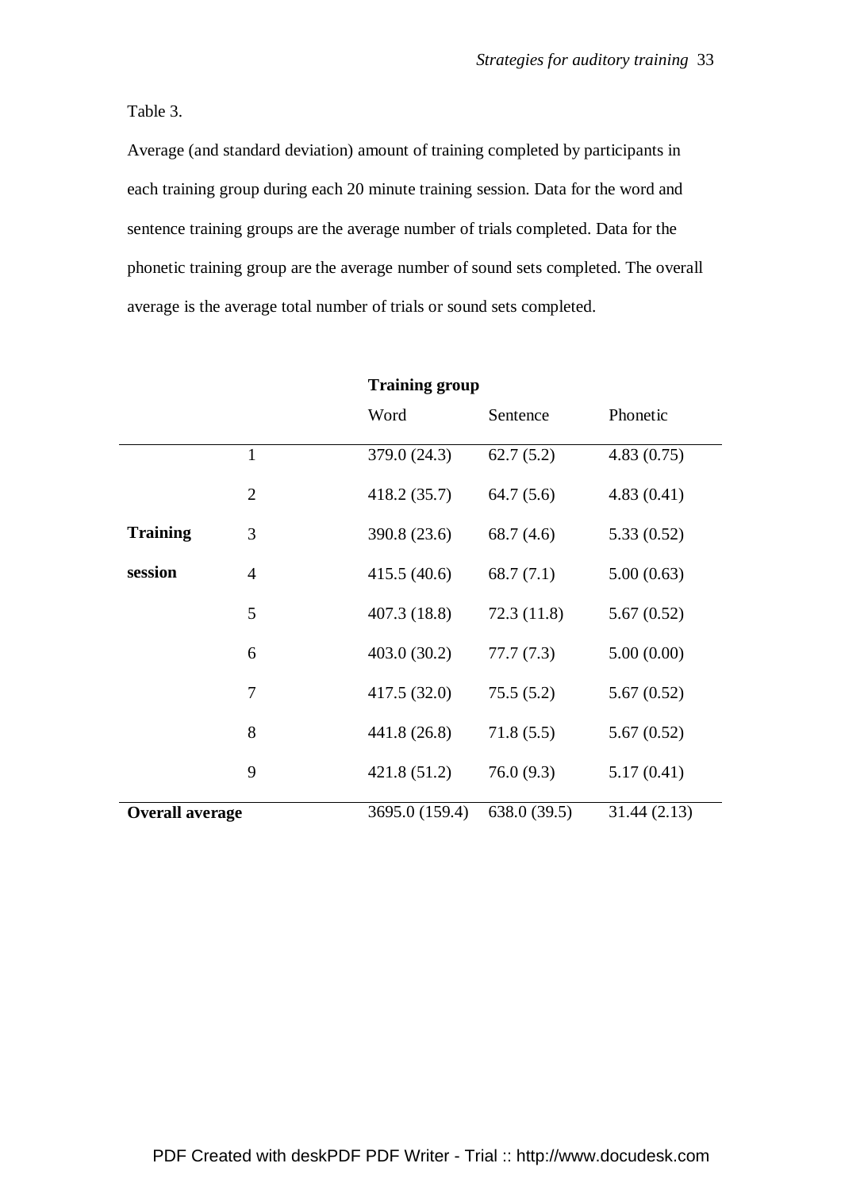Table 3.

Average (and standard deviation) amount of training completed by participants in each training group during each 20 minute training session. Data for the word and sentence training groups are the average number of trials completed. Data for the phonetic training group are the average number of sound sets completed. The overall average is the average total number of trials or sound sets completed.

| | | **Training group** | | |
|---|---|---|---|---|
| | | Word | Sentence | Phonetic |
| **Training session** | 1 | 379.0 (24.3) | 62.7 (5.2) | 4.83 (0.75) |
| | 2 | 418.2 (35.7) | 64.7 (5.6) | 4.83 (0.41) |
| | 3 | 390.8 (23.6) | 68.7 (4.6) | 5.33 (0.52) |
| | 4 | 415.5 (40.6) | 68.7 (7.1) | 5.00 (0.63) |
| | 5 | 407.3 (18.8) | 72.3 (11.8) | 5.67 (0.52) |
| | 6 | 403.0 (30.2) | 77.7 (7.3) | 5.00 (0.00) |
| | 7 | 417.5 (32.0) | 75.5 (5.2) | 5.67 (0.52) |
| | 8 | 441.8 (26.8) | 71.8 (5.5) | 5.67 (0.52) |
| | 9 | 421.8 (51.2) | 76.0 (9.3) | 5.17 (0.41) |
| **Overall average** | | 3695.0 (159.4) | 638.0 (39.5) | 31.44 (2.13) |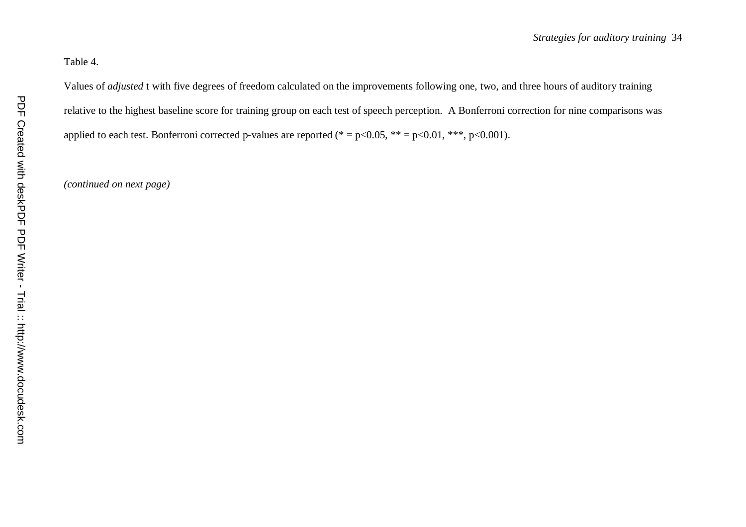Table 4.

Values of *adjusted* t with five degrees of freedom calculated on the improvements following one, two, and three hours of auditory training relative to the highest baseline score for training group on each test of speech perception. A Bonferroni correction for nine comparisons was applied to each test. Bonferroni corrected p-values are reported (* = p<0.05, ** = p<0.01, ***, p<0.001).

*(continued on next page)*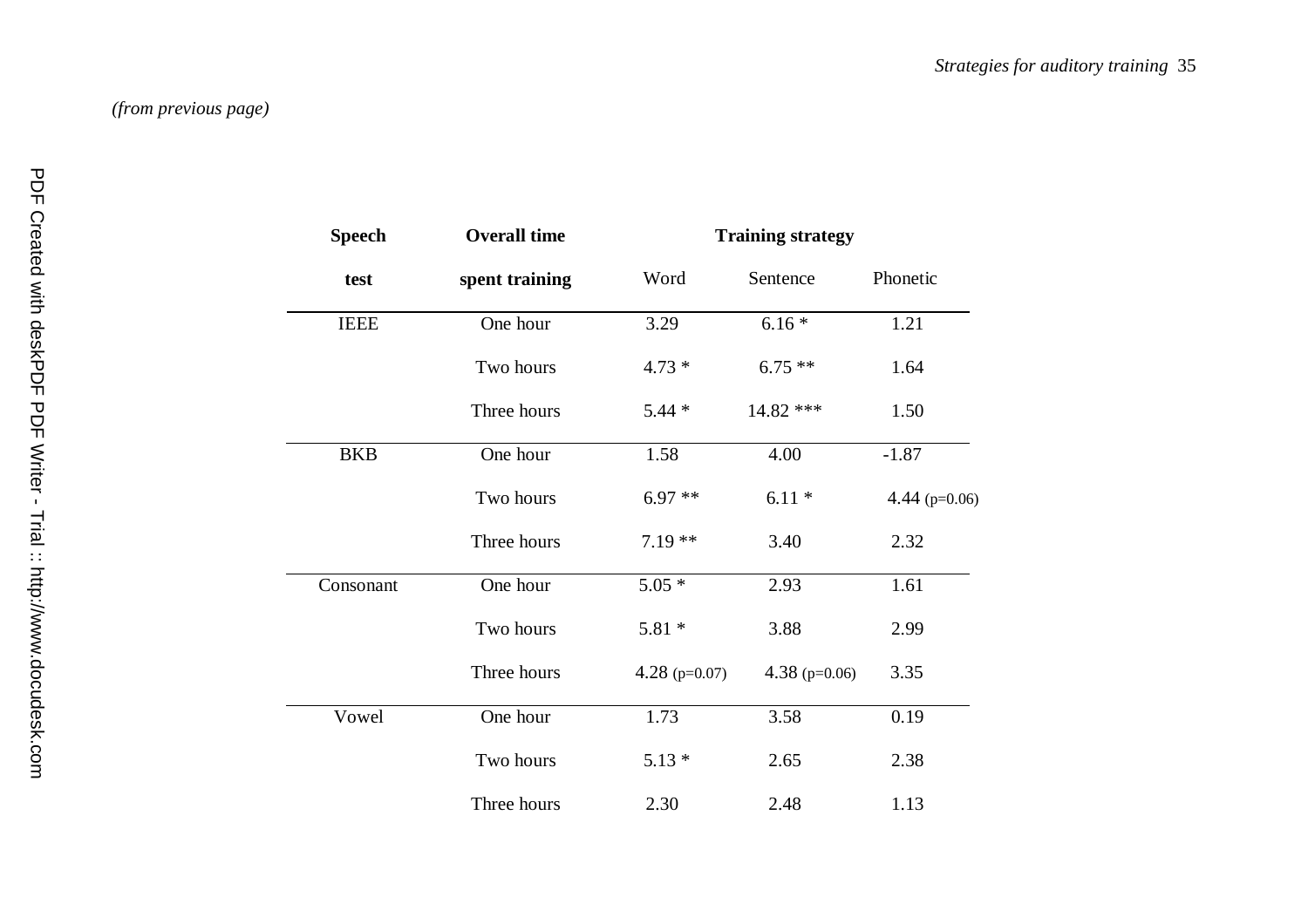*(from previous page)*

| **Speech test** | **Overall time spent training** | **Training strategy** | | |
|---|---|---|---|---|
| | | Word | Sentence | Phonetic |
| IEEE | One hour | 3.29 | 6.16 * | 1.21 |
| | Two hours | 4.73 * | 6.75 ** | 1.64 |
| | Three hours | 5.44 * | 14.82 *** | 1.50 |
| BKB | One hour | 1.58 | 4.00 | -1.87 |
| | Two hours | 6.97 ** | 6.11 * | 4.44 (p=0.06) |
| | Three hours | 7.19 ** | 3.40 | 2.32 |
| Consonant | One hour | 5.05 * | 2.93 | 1.61 |
| | Two hours | 5.81 * | 3.88 | 2.99 |
| | Three hours | 4.28 (p=0.07) | 4.38 (p=0.06) | 3.35 |
| Vowel | One hour | 1.73 | 3.58 | 0.19 |
| | Two hours | 5.13 * | 2.65 | 2.38 |
| | Three hours | 2.30 | 2.48 | 1.13 |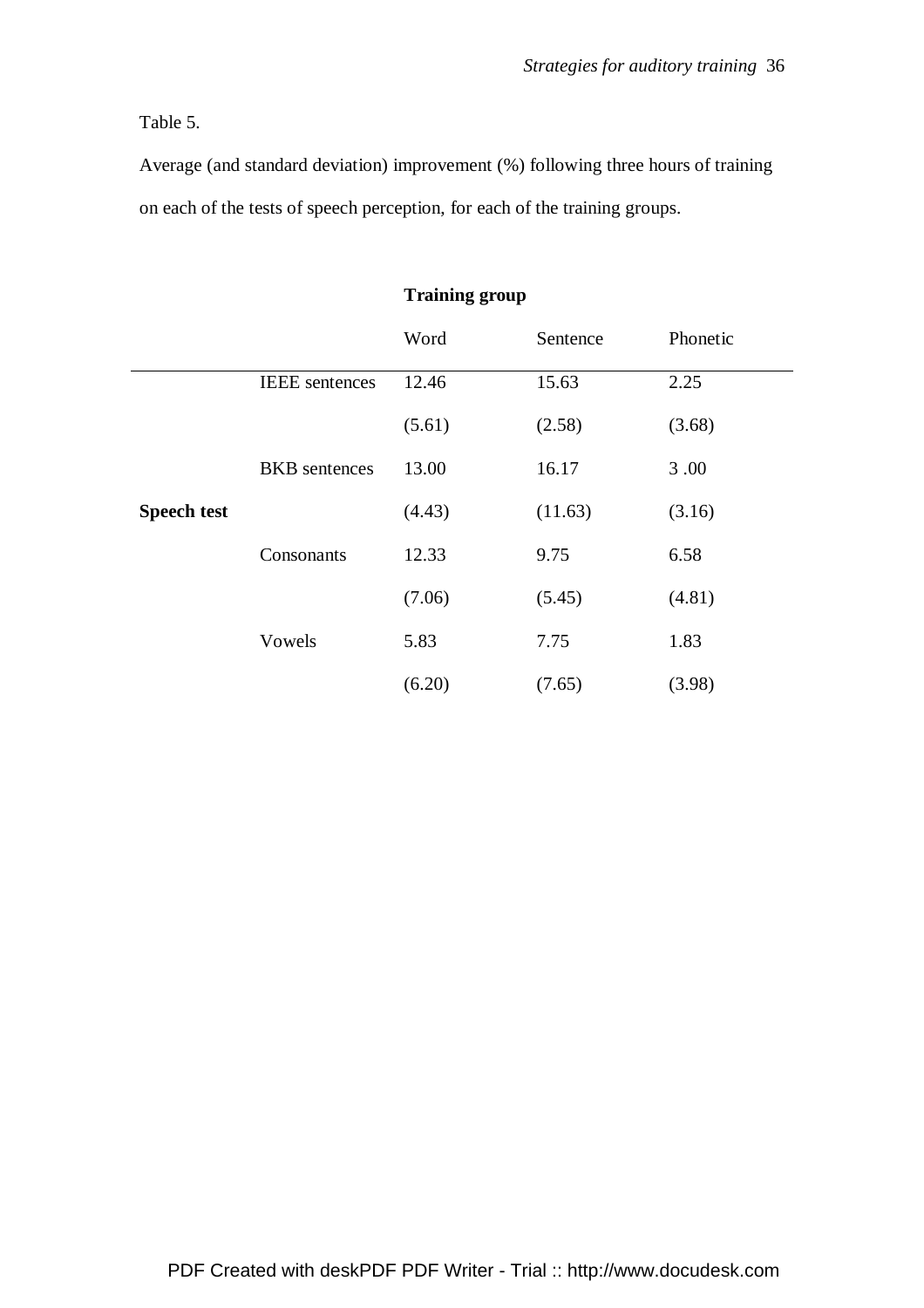Table 5.

Average (and standard deviation) improvement (%) following three hours of training on each of the tests of speech perception, for each of the training groups.

| | | **Training group** | | |
|---|---|---|---|---|
| | | Word | Sentence | Phonetic |
| **Speech test** | IEEE sentences | 12.46 | 15.63 | 2.25 |
| | | (5.61) | (2.58) | (3.68) |
| | BKB sentences | 13.00 | 16.17 | 3 .00 |
| | | (4.43) | (11.63) | (3.16) |
| | Consonants | 12.33 | 9.75 | 6.58 |
| | | (7.06) | (5.45) | (4.81) |
| | Vowels | 5.83 | 7.75 | 1.83 |
| | | (6.20) | (7.65) | (3.98) |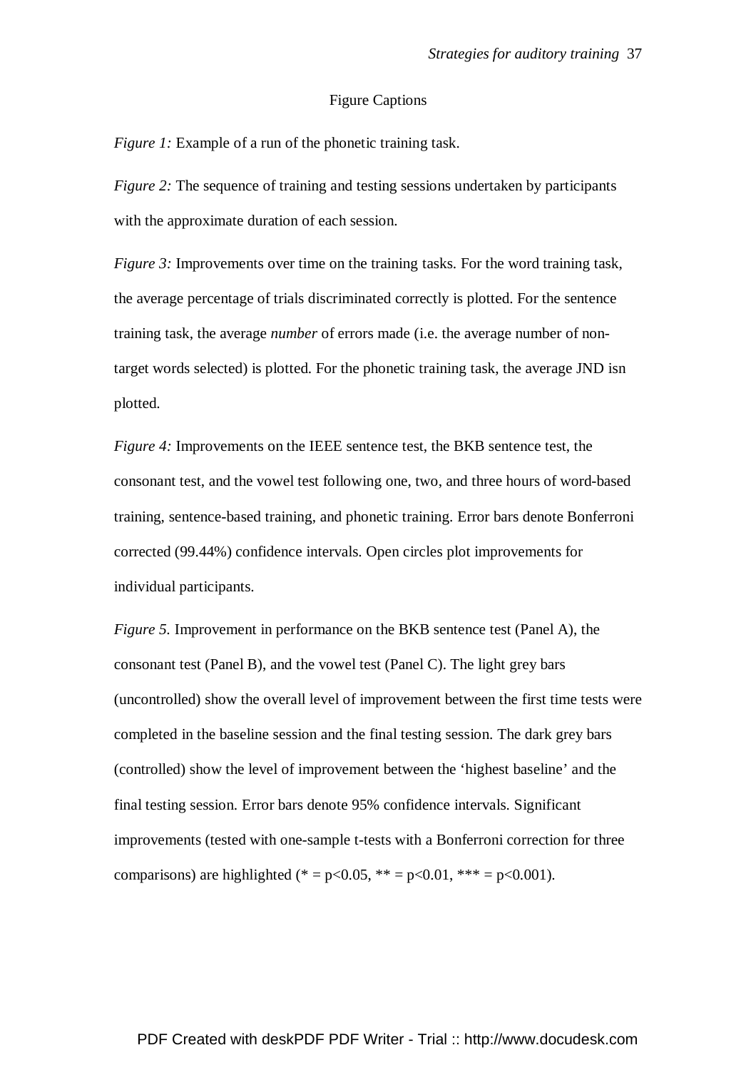## Figure Captions

*Figure 1:* Example of a run of the phonetic training task.

*Figure 2:* The sequence of training and testing sessions undertaken by participants with the approximate duration of each session.

*Figure 3:* Improvements over time on the training tasks. For the word training task, the average percentage of trials discriminated correctly is plotted. For the sentence training task, the average *number* of errors made (i.e. the average number of non-target words selected) is plotted. For the phonetic training task, the average JND isn plotted.

*Figure 4:* Improvements on the IEEE sentence test, the BKB sentence test, the consonant test, and the vowel test following one, two, and three hours of word-based training, sentence-based training, and phonetic training. Error bars denote Bonferroni corrected (99.44%) confidence intervals. Open circles plot improvements for individual participants.

*Figure 5.* Improvement in performance on the BKB sentence test (Panel A), the consonant test (Panel B), and the vowel test (Panel C). The light grey bars (uncontrolled) show the overall level of improvement between the first time tests were completed in the baseline session and the final testing session. The dark grey bars (controlled) show the level of improvement between the 'highest baseline' and the final testing session. Error bars denote 95% confidence intervals. Significant improvements (tested with one-sample t-tests with a Bonferroni correction for three comparisons) are highlighted (* = $p<0.05$, ** = $p<0.01$, *** = $p<0.001$).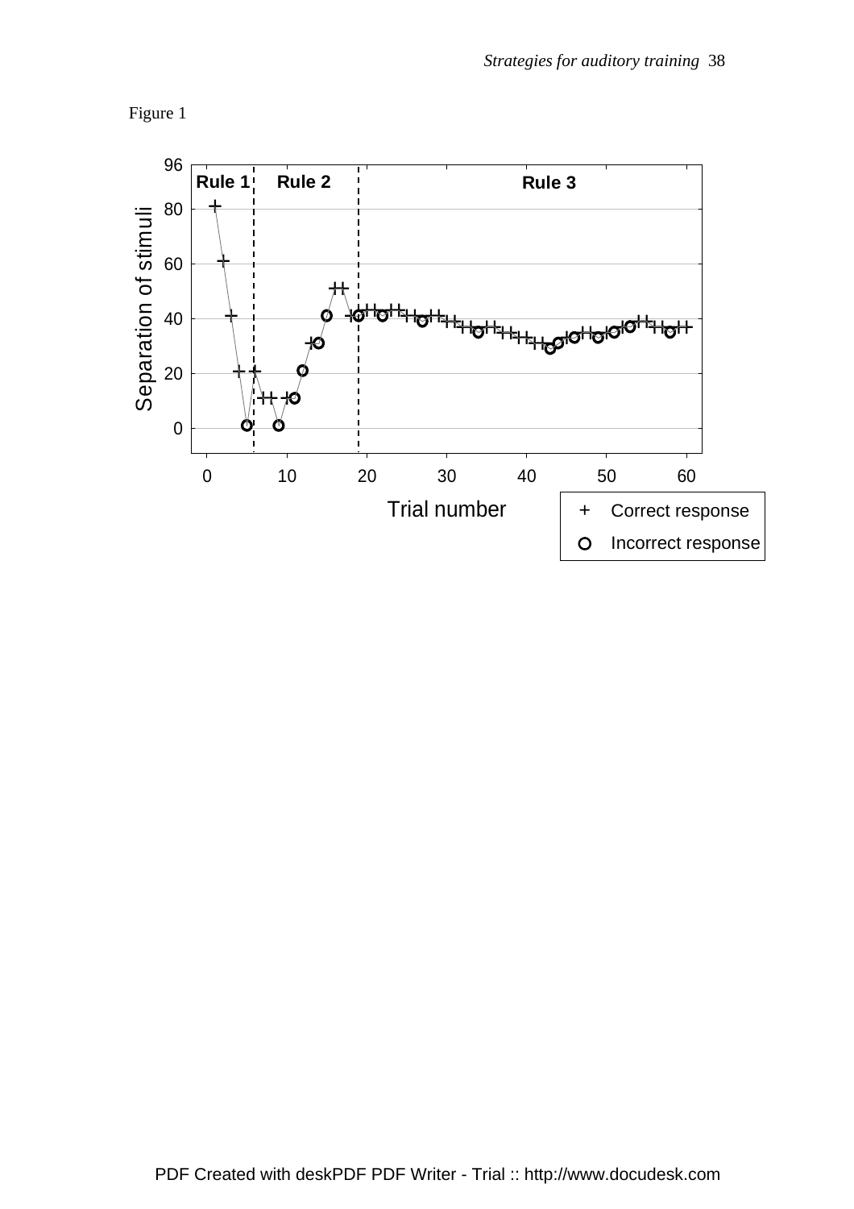Figure 1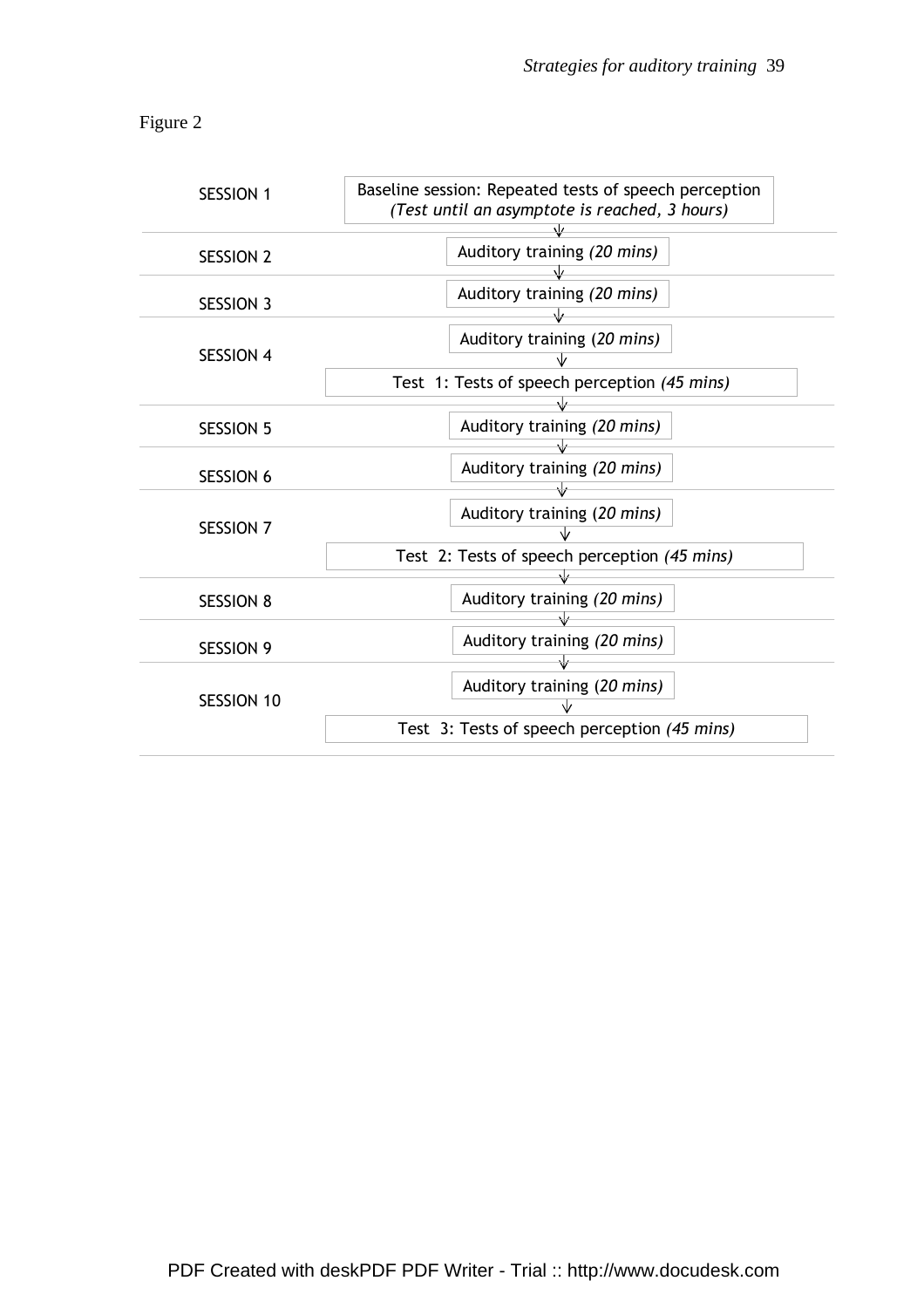Figure 2

| Session | Procedure |
| --- | --- |
| SESSION 1 | Baseline session: Repeated tests of speech perception *(Test until an asymptote is reached, 3 hours)* |
| SESSION 2 | Auditory training *(20 mins)* |
| SESSION 3 | Auditory training *(20 mins)* |
| SESSION 4 | Auditory training (*20 mins)* → Test 1: Tests of speech perception *(45 mins)* |
| SESSION 5 | Auditory training *(20 mins)* |
| SESSION 6 | Auditory training *(20 mins)* |
| SESSION 7 | Auditory training (*20 mins)* → Test 2: Tests of speech perception *(45 mins)* |
| SESSION 8 | Auditory training *(20 mins)* |
| SESSION 9 | Auditory training *(20 mins)* |
| SESSION 10 | Auditory training (*20 mins)* → Test 3: Tests of speech perception *(45 mins)* |

PDF Created with deskPDF PDF Writer - Trial :: http://www.docudesk.com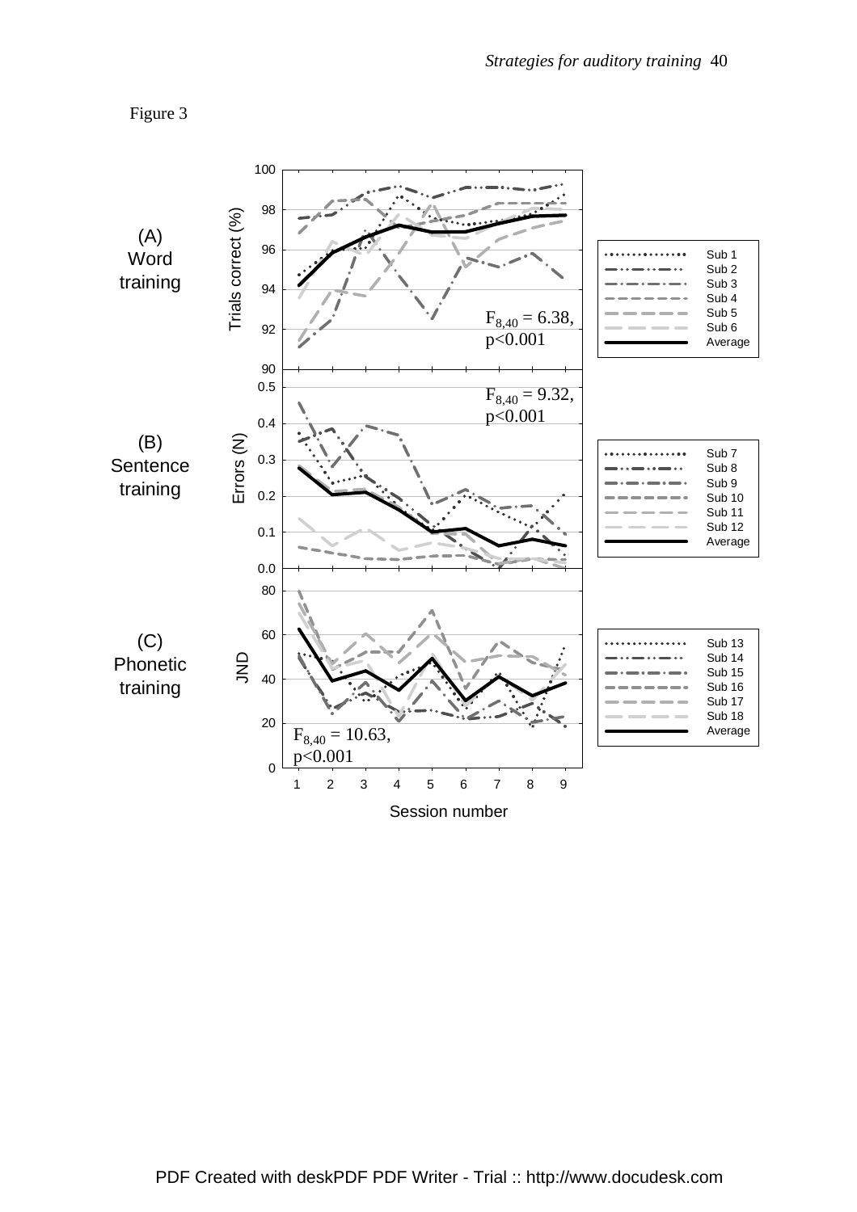Figure 3

(A) Word training

Trials correct (%)

$F_{8,40} = 6.38$, $p<0.001$

Sub 1, Sub 2, Sub 3, Sub 4, Sub 5, Sub 6, Average

(B) Sentence training

Errors (N)

$F_{8,40} = 9.32$, $p<0.001$

Sub 7, Sub 8, Sub 9, Sub 10, Sub 11, Sub 12, Average

(C) Phonetic training

JND

$F_{8,40} = 10.63$, $p<0.001$

Sub 13, Sub 14, Sub 15, Sub 16, Sub 17, Sub 18, Average

Session number

PDF Created with deskPDF PDF Writer - Trial :: http://www.docudesk.com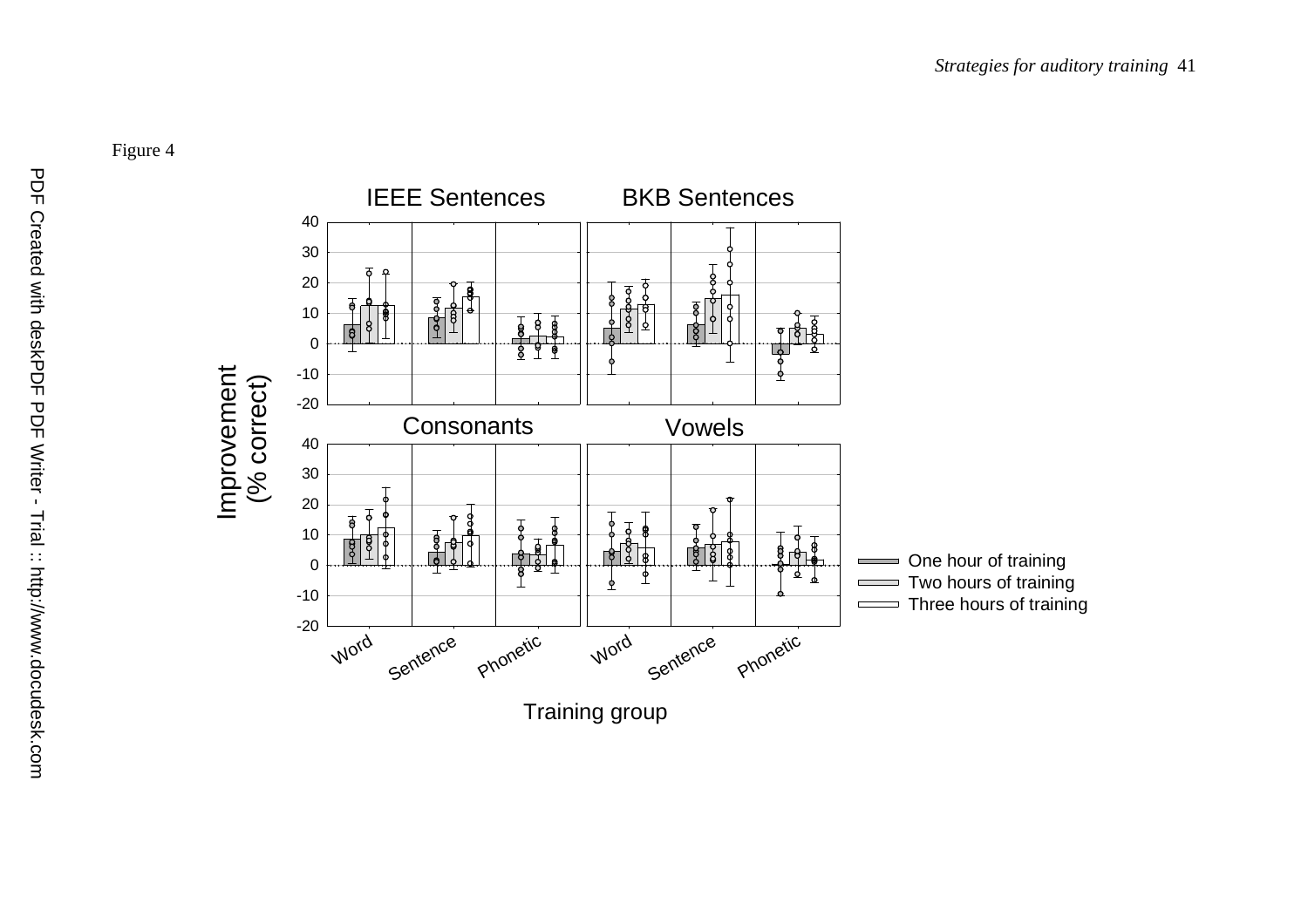Figure 4

IEEE Sentences

BKB Sentences

Consonants

Vowels

Improvement (% correct)

Training group

Word Sentence Phonetic Word Sentence Phonetic

One hour of training

Two hours of training

Three hours of training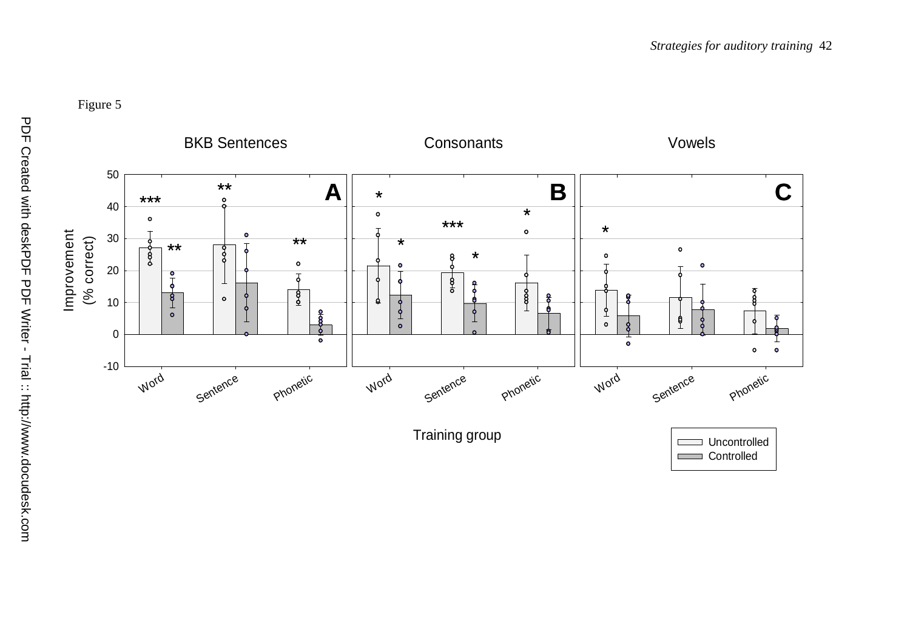Figure 5

BKB Sentences

Consonants

Vowels

A

B

C

Improvement (% correct)

50
40
30
20
10
0
-10

***
**
**
**
**

*
*
***
*
*

*

Word
Sentence
Phonetic

Word
Sentence
Phonetic

Word
Sentence
Phonetic

Training group

Uncontrolled
Controlled